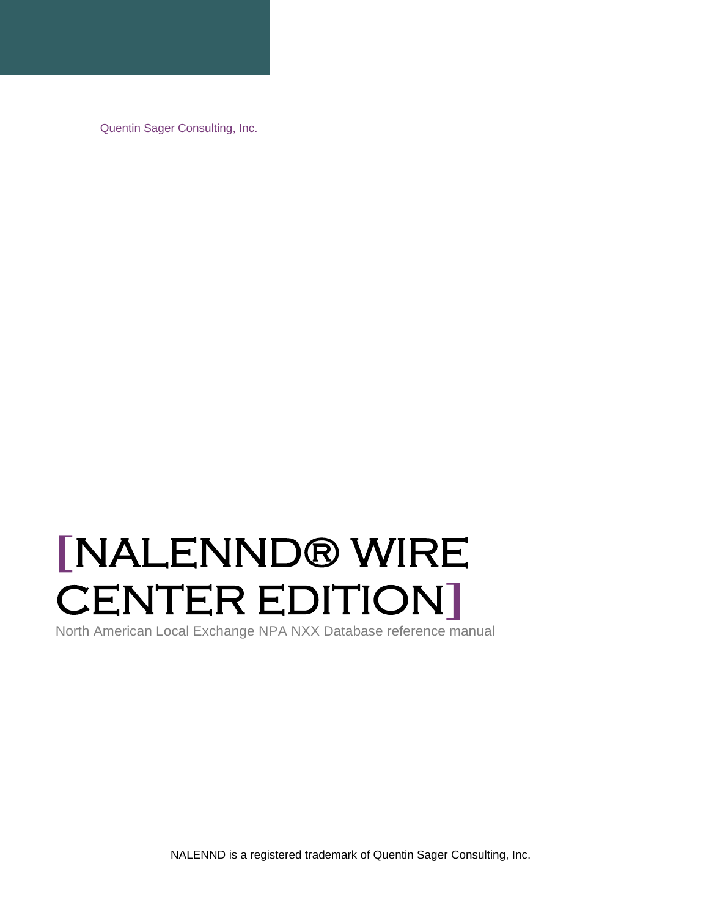Quentin Sager Consulting, Inc.

# [NALENND® WIRE CENTER EDITION]

North American Local Exchange NPA NXX Database reference manual

NALENND is a registered trademark of Quentin Sager Consulting, Inc.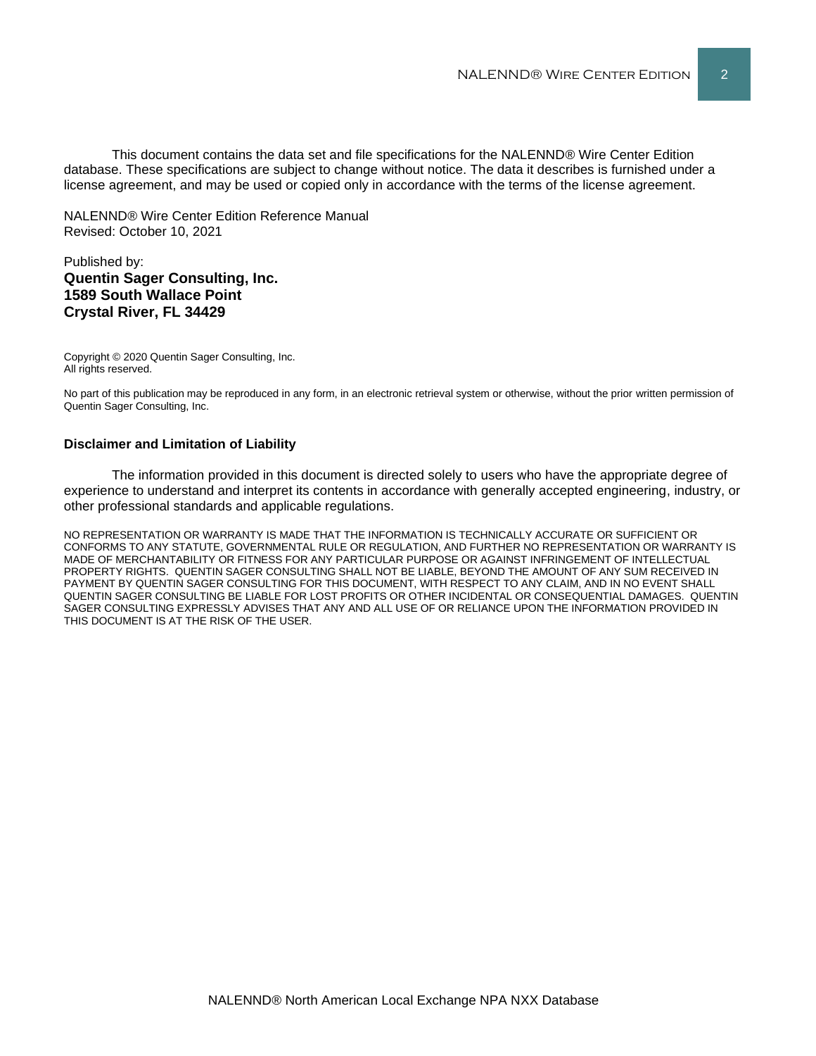This document contains the data set and file specifications for the NALENND® Wire Center Edition database. These specifications are subject to change without notice. The data it describes is furnished under a license agreement, and may be used or copied only in accordance with the terms of the license agreement.

NALENND® Wire Center Edition Reference Manual
Revised: October 10, 2021

Published by:
**Quentin Sager Consulting, Inc.**
**1589 South Wallace Point**
**Crystal River, FL 34429**

Copyright © 2020 Quentin Sager Consulting, Inc.
All rights reserved.

No part of this publication may be reproduced in any form, in an electronic retrieval system or otherwise, without the prior written permission of Quentin Sager Consulting, Inc.

**Disclaimer and Limitation of Liability**

The information provided in this document is directed solely to users who have the appropriate degree of experience to understand and interpret its contents in accordance with generally accepted engineering, industry, or other professional standards and applicable regulations.

NO REPRESENTATION OR WARRANTY IS MADE THAT THE INFORMATION IS TECHNICALLY ACCURATE OR SUFFICIENT OR CONFORMS TO ANY STATUTE, GOVERNMENTAL RULE OR REGULATION, AND FURTHER NO REPRESENTATION OR WARRANTY IS MADE OF MERCHANTABILITY OR FITNESS FOR ANY PARTICULAR PURPOSE OR AGAINST INFRINGEMENT OF INTELLECTUAL PROPERTY RIGHTS. QUENTIN SAGER CONSULTING SHALL NOT BE LIABLE, BEYOND THE AMOUNT OF ANY SUM RECEIVED IN PAYMENT BY QUENTIN SAGER CONSULTING FOR THIS DOCUMENT, WITH RESPECT TO ANY CLAIM, AND IN NO EVENT SHALL QUENTIN SAGER CONSULTING BE LIABLE FOR LOST PROFITS OR OTHER INCIDENTAL OR CONSEQUENTIAL DAMAGES. QUENTIN SAGER CONSULTING EXPRESSLY ADVISES THAT ANY AND ALL USE OF OR RELIANCE UPON THE INFORMATION PROVIDED IN THIS DOCUMENT IS AT THE RISK OF THE USER.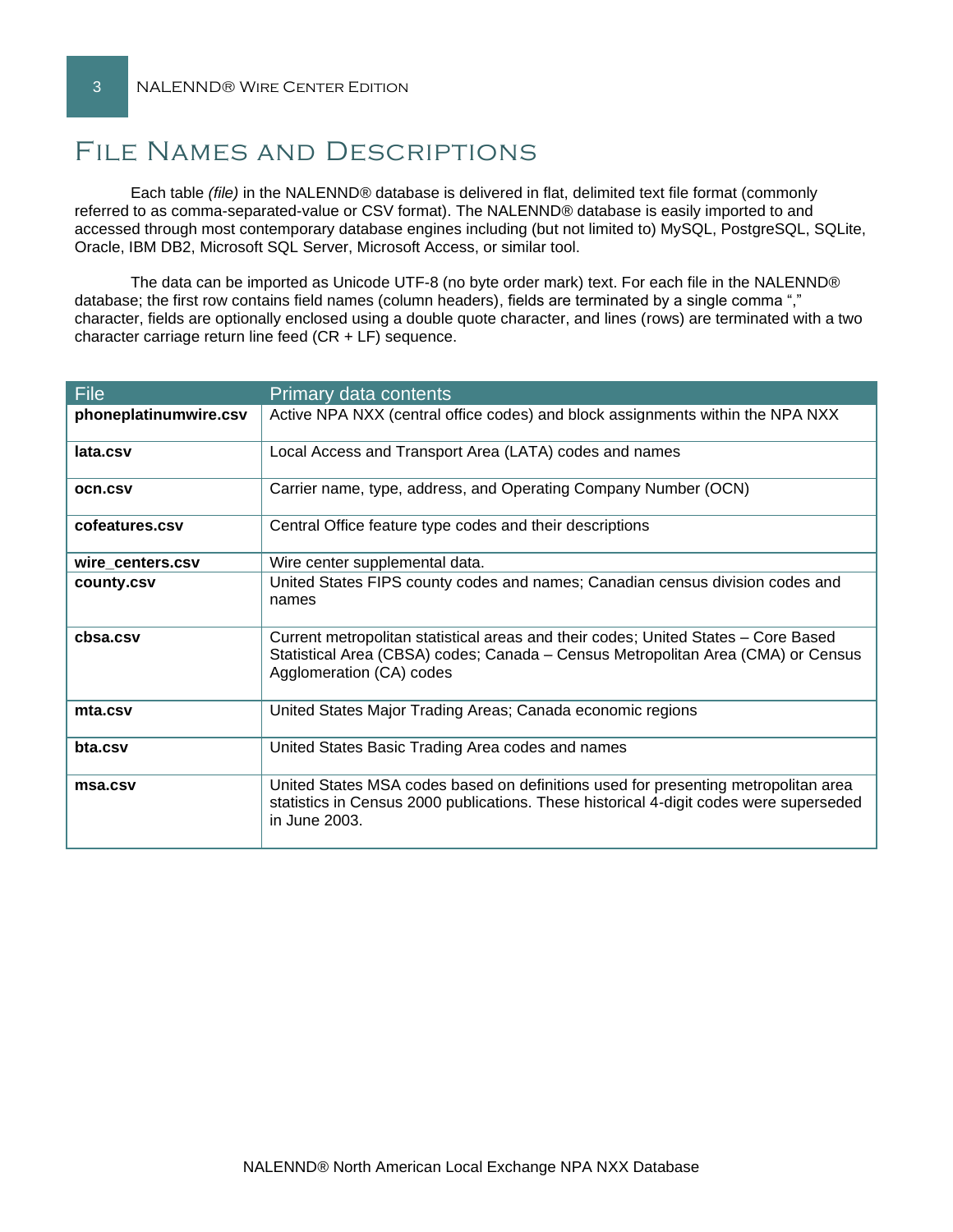# File Names and Descriptions

Each table *(file)* in the NALENND® database is delivered in flat, delimited text file format (commonly referred to as comma-separated-value or CSV format). The NALENND® database is easily imported to and accessed through most contemporary database engines including (but not limited to) MySQL, PostgreSQL, SQLite, Oracle, IBM DB2, Microsoft SQL Server, Microsoft Access, or similar tool.

The data can be imported as Unicode UTF-8 (no byte order mark) text. For each file in the NALENND® database; the first row contains field names (column headers), fields are terminated by a single comma "," character, fields are optionally enclosed using a double quote character, and lines (rows) are terminated with a two character carriage return line feed (CR + LF) sequence.

| File | Primary data contents |
|---|---|
| **phoneplatinumwire.csv** | Active NPA NXX (central office codes) and block assignments within the NPA NXX |
| **lata.csv** | Local Access and Transport Area (LATA) codes and names |
| **ocn.csv** | Carrier name, type, address, and Operating Company Number (OCN) |
| **cofeatures.csv** | Central Office feature type codes and their descriptions |
| **wire_centers.csv** | Wire center supplemental data. |
| **county.csv** | United States FIPS county codes and names; Canadian census division codes and names |
| **cbsa.csv** | Current metropolitan statistical areas and their codes; United States – Core Based Statistical Area (CBSA) codes; Canada – Census Metropolitan Area (CMA) or Census Agglomeration (CA) codes |
| **mta.csv** | United States Major Trading Areas; Canada economic regions |
| **bta.csv** | United States Basic Trading Area codes and names |
| **msa.csv** | United States MSA codes based on definitions used for presenting metropolitan area statistics in Census 2000 publications. These historical 4-digit codes were superseded in June 2003. |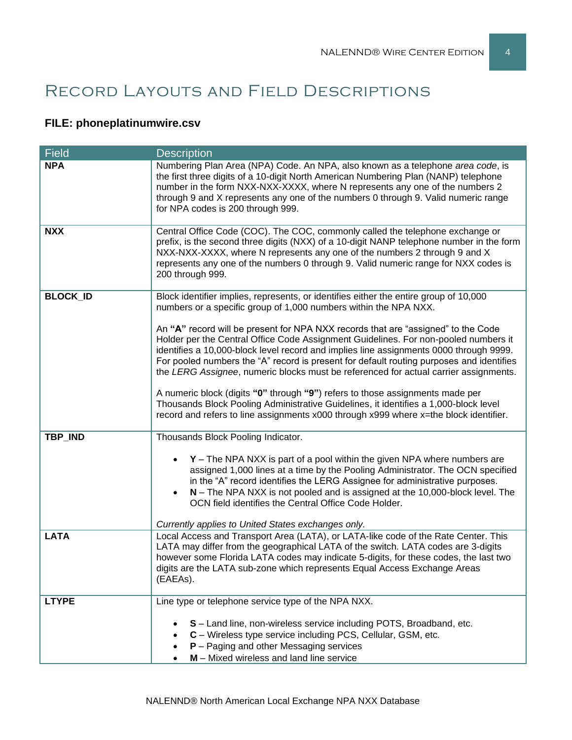# Record Layouts and Field Descriptions

**FILE: phoneplatinumwire.csv**

| Field | Description |
|---|---|
| **NPA** | Numbering Plan Area (NPA) Code. An NPA, also known as a telephone *area code*, is the first three digits of a 10-digit North American Numbering Plan (NANP) telephone number in the form NXX-NXX-XXXX, where N represents any one of the numbers 2 through 9 and X represents any one of the numbers 0 through 9. Valid numeric range for NPA codes is 200 through 999. |
| **NXX** | Central Office Code (COC). The COC, commonly called the telephone exchange or prefix, is the second three digits (NXX) of a 10-digit NANP telephone number in the form NXX-NXX-XXXX, where N represents any one of the numbers 2 through 9 and X represents any one of the numbers 0 through 9. Valid numeric range for NXX codes is 200 through 999. |
| **BLOCK_ID** | Block identifier implies, represents, or identifies either the entire group of 10,000 numbers or a specific group of 1,000 numbers within the NPA NXX.<br><br>An **"A"** record will be present for NPA NXX records that are "assigned" to the Code Holder per the Central Office Code Assignment Guidelines. For non-pooled numbers it identifies a 10,000-block level record and implies line assignments 0000 through 9999. For pooled numbers the "A" record is present for default routing purposes and identifies the *LERG Assignee*, numeric blocks must be referenced for actual carrier assignments.<br><br>A numeric block (digits **"0"** through **"9"**) refers to those assignments made per Thousands Block Pooling Administrative Guidelines, it identifies a 1,000-block level record and refers to line assignments x000 through x999 where x=the block identifier. |
| **TBP_IND** | Thousands Block Pooling Indicator.<br><br>• **Y** – The NPA NXX is part of a pool within the given NPA where numbers are assigned 1,000 lines at a time by the Pooling Administrator. The OCN specified in the "A" record identifies the LERG Assignee for administrative purposes.<br>• **N** – The NPA NXX is not pooled and is assigned at the 10,000-block level. The OCN field identifies the Central Office Code Holder.<br><br>*Currently applies to United States exchanges only.* |
| **LATA** | Local Access and Transport Area (LATA), or LATA-like code of the Rate Center. This LATA may differ from the geographical LATA of the switch. LATA codes are 3-digits however some Florida LATA codes may indicate 5-digits, for these codes, the last two digits are the LATA sub-zone which represents Equal Access Exchange Areas (EAEAs). |
| **LTYPE** | Line type or telephone service type of the NPA NXX.<br><br>• **S** – Land line, non-wireless service including POTS, Broadband, etc.<br>• **C** – Wireless type service including PCS, Cellular, GSM, etc.<br>• **P** – Paging and other Messaging services<br>• **M** – Mixed wireless and land line service |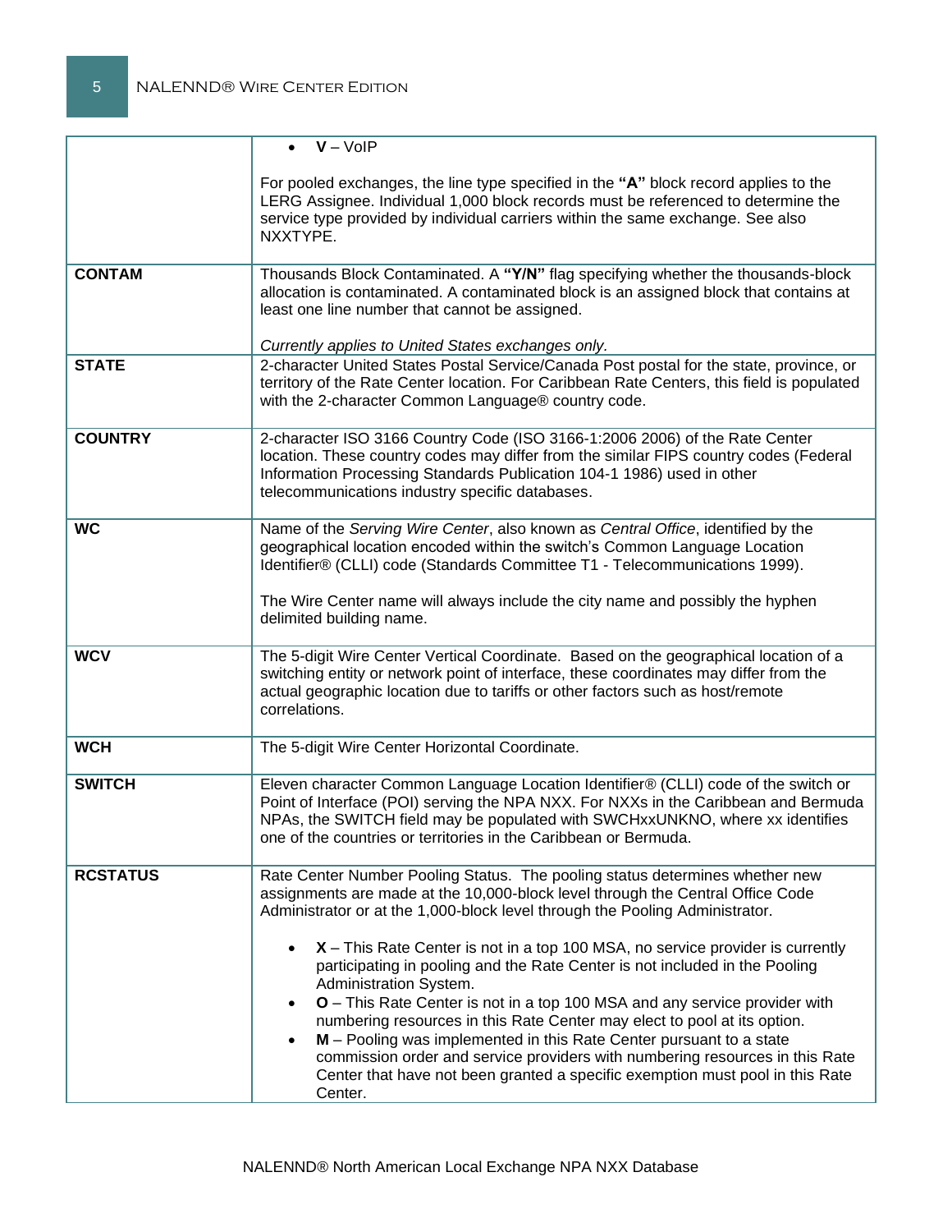| | |
|---|---|
| | • **V** – VoIP<br><br>For pooled exchanges, the line type specified in the **"A"** block record applies to the LERG Assignee. Individual 1,000 block records must be referenced to determine the service type provided by individual carriers within the same exchange. See also NXXTYPE. |
| **CONTAM** | Thousands Block Contaminated. A **"Y/N"** flag specifying whether the thousands-block allocation is contaminated. A contaminated block is an assigned block that contains at least one line number that cannot be assigned.<br><br>*Currently applies to United States exchanges only.* |
| **STATE** | 2-character United States Postal Service/Canada Post postal for the state, province, or territory of the Rate Center location. For Caribbean Rate Centers, this field is populated with the 2-character Common Language® country code. |
| **COUNTRY** | 2-character ISO 3166 Country Code (ISO 3166-1:2006 2006) of the Rate Center location. These country codes may differ from the similar FIPS country codes (Federal Information Processing Standards Publication 104-1 1986) used in other telecommunications industry specific databases. |
| **WC** | Name of the *Serving Wire Center*, also known as *Central Office*, identified by the geographical location encoded within the switch's Common Language Location Identifier® (CLLI) code (Standards Committee T1 - Telecommunications 1999).<br><br>The Wire Center name will always include the city name and possibly the hyphen delimited building name. |
| **WCV** | The 5-digit Wire Center Vertical Coordinate. Based on the geographical location of a switching entity or network point of interface, these coordinates may differ from the actual geographic location due to tariffs or other factors such as host/remote correlations. |
| **WCH** | The 5-digit Wire Center Horizontal Coordinate. |
| **SWITCH** | Eleven character Common Language Location Identifier® (CLLI) code of the switch or Point of Interface (POI) serving the NPA NXX. For NXXs in the Caribbean and Bermuda NPAs, the SWITCH field may be populated with SWCHxxUNKNO, where xx identifies one of the countries or territories in the Caribbean or Bermuda. |
| **RCSTATUS** | Rate Center Number Pooling Status. The pooling status determines whether new assignments are made at the 10,000-block level through the Central Office Code Administrator or at the 1,000-block level through the Pooling Administrator.<br><br>• **X** – This Rate Center is not in a top 100 MSA, no service provider is currently participating in pooling and the Rate Center is not included in the Pooling Administration System.<br>• **O** – This Rate Center is not in a top 100 MSA and any service provider with numbering resources in this Rate Center may elect to pool at its option.<br>• **M** – Pooling was implemented in this Rate Center pursuant to a state commission order and service providers with numbering resources in this Rate Center that have not been granted a specific exemption must pool in this Rate Center. |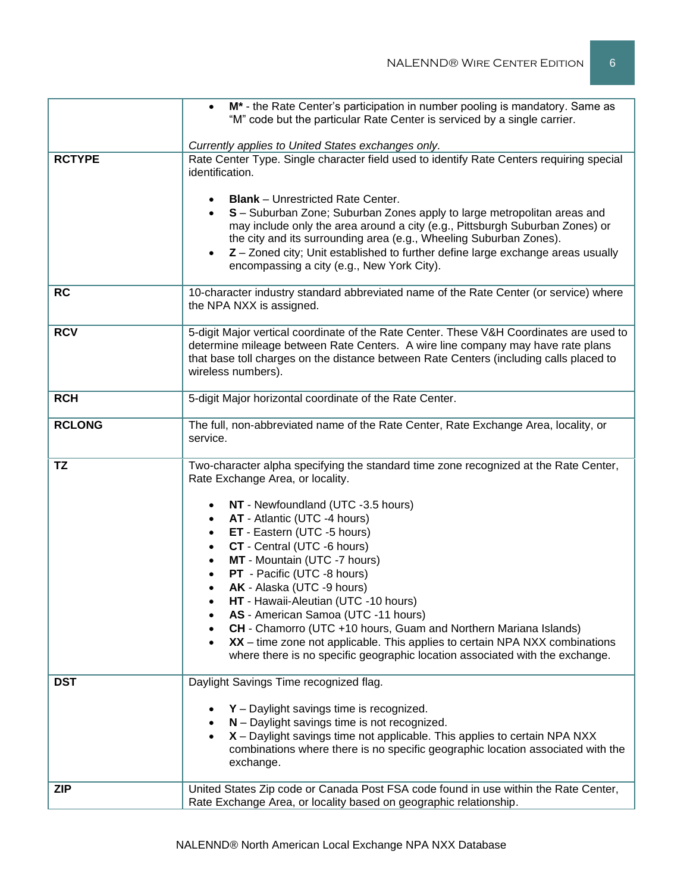| | |
|---|---|
| | • **M*** - the Rate Center's participation in number pooling is mandatory. Same as "M" code but the particular Rate Center is serviced by a single carrier.<br><br>*Currently applies to United States exchanges only.* |
| **RCTYPE** | Rate Center Type. Single character field used to identify Rate Centers requiring special identification.<br><br>• **Blank** – Unrestricted Rate Center.<br>• **S** – Suburban Zone; Suburban Zones apply to large metropolitan areas and may include only the area around a city (e.g., Pittsburgh Suburban Zones) or the city and its surrounding area (e.g., Wheeling Suburban Zones).<br>• **Z** – Zoned city; Unit established to further define large exchange areas usually encompassing a city (e.g., New York City). |
| **RC** | 10-character industry standard abbreviated name of the Rate Center (or service) where the NPA NXX is assigned. |
| **RCV** | 5-digit Major vertical coordinate of the Rate Center. These V&H Coordinates are used to determine mileage between Rate Centers. A wire line company may have rate plans that base toll charges on the distance between Rate Centers (including calls placed to wireless numbers). |
| **RCH** | 5-digit Major horizontal coordinate of the Rate Center. |
| **RCLONG** | The full, non-abbreviated name of the Rate Center, Rate Exchange Area, locality, or service. |
| **TZ** | Two-character alpha specifying the standard time zone recognized at the Rate Center, Rate Exchange Area, or locality.<br><br>• **NT** - Newfoundland (UTC -3.5 hours)<br>• **AT** - Atlantic (UTC -4 hours)<br>• **ET** - Eastern (UTC -5 hours)<br>• **CT** - Central (UTC -6 hours)<br>• **MT** - Mountain (UTC -7 hours)<br>• **PT** - Pacific (UTC -8 hours)<br>• **AK** - Alaska (UTC -9 hours)<br>• **HT** - Hawaii-Aleutian (UTC -10 hours)<br>• **AS** - American Samoa (UTC -11 hours)<br>• **CH** - Chamorro (UTC +10 hours, Guam and Northern Mariana Islands)<br>• **XX** – time zone not applicable. This applies to certain NPA NXX combinations where there is no specific geographic location associated with the exchange. |
| **DST** | Daylight Savings Time recognized flag.<br><br>• **Y** – Daylight savings time is recognized.<br>• **N** – Daylight savings time is not recognized.<br>• **X** – Daylight savings time not applicable. This applies to certain NPA NXX combinations where there is no specific geographic location associated with the exchange. |
| **ZIP** | United States Zip code or Canada Post FSA code found in use within the Rate Center, Rate Exchange Area, or locality based on geographic relationship. |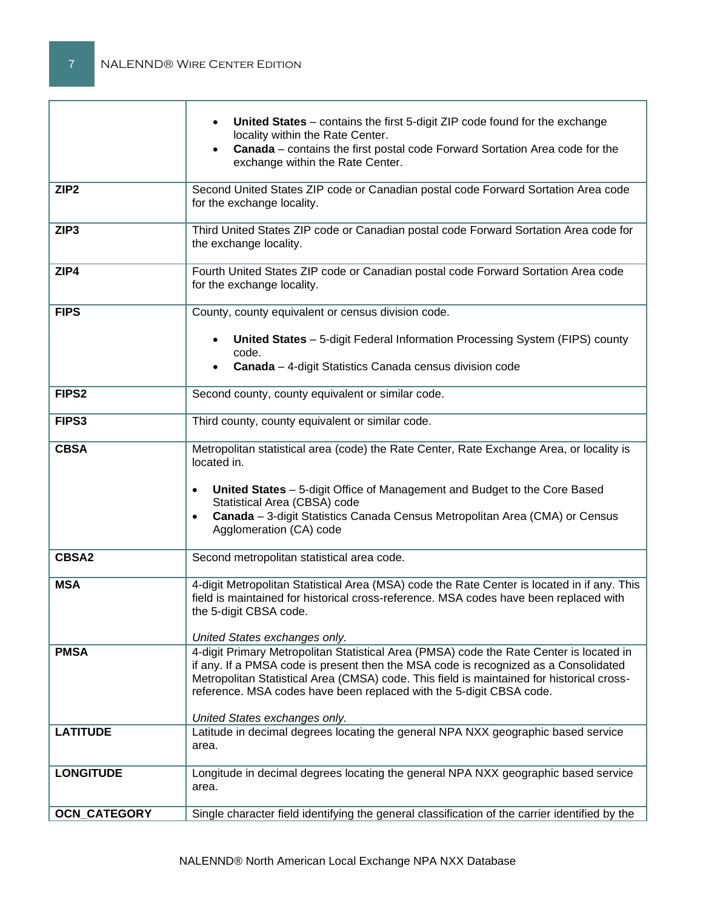| | |
|---|---|
| | • **United States** – contains the first 5-digit ZIP code found for the exchange locality within the Rate Center.<br>• **Canada** – contains the first postal code Forward Sortation Area code for the exchange within the Rate Center. |
| **ZIP2** | Second United States ZIP code or Canadian postal code Forward Sortation Area code for the exchange locality. |
| **ZIP3** | Third United States ZIP code or Canadian postal code Forward Sortation Area code for the exchange locality. |
| **ZIP4** | Fourth United States ZIP code or Canadian postal code Forward Sortation Area code for the exchange locality. |
| **FIPS** | County, county equivalent or census division code.<br><br>• **United States** – 5-digit Federal Information Processing System (FIPS) county code.<br>• **Canada** – 4-digit Statistics Canada census division code |
| **FIPS2** | Second county, county equivalent or similar code. |
| **FIPS3** | Third county, county equivalent or similar code. |
| **CBSA** | Metropolitan statistical area (code) the Rate Center, Rate Exchange Area, or locality is located in.<br><br>• **United States** – 5-digit Office of Management and Budget to the Core Based Statistical Area (CBSA) code<br>• **Canada** – 3-digit Statistics Canada Census Metropolitan Area (CMA) or Census Agglomeration (CA) code |
| **CBSA2** | Second metropolitan statistical area code. |
| **MSA** | 4-digit Metropolitan Statistical Area (MSA) code the Rate Center is located in if any. This field is maintained for historical cross-reference. MSA codes have been replaced with the 5-digit CBSA code.<br><br>*United States exchanges only.* |
| **PMSA** | 4-digit Primary Metropolitan Statistical Area (PMSA) code the Rate Center is located in if any. If a PMSA code is present then the MSA code is recognized as a Consolidated Metropolitan Statistical Area (CMSA) code. This field is maintained for historical cross-reference. MSA codes have been replaced with the 5-digit CBSA code.<br><br>*United States exchanges only.* |
| **LATITUDE** | Latitude in decimal degrees locating the general NPA NXX geographic based service area. |
| **LONGITUDE** | Longitude in decimal degrees locating the general NPA NXX geographic based service area. |
| **OCN_CATEGORY** | Single character field identifying the general classification of the carrier identified by the |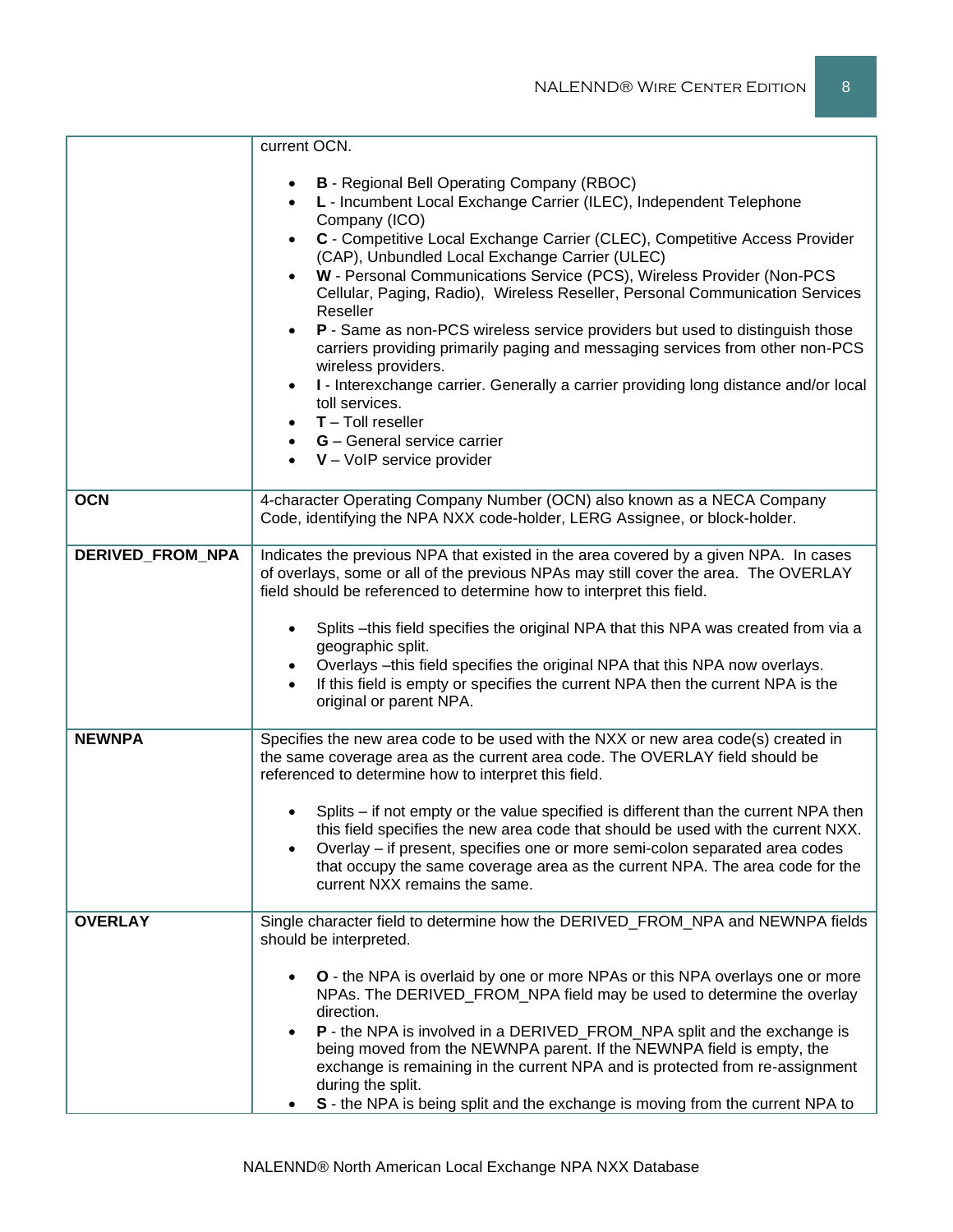| | |
|---|---|
| | current OCN.<br><br>• **B** - Regional Bell Operating Company (RBOC)<br>• **L** - Incumbent Local Exchange Carrier (ILEC), Independent Telephone Company (ICO)<br>• **C** - Competitive Local Exchange Carrier (CLEC), Competitive Access Provider (CAP), Unbundled Local Exchange Carrier (ULEC)<br>• **W** - Personal Communications Service (PCS), Wireless Provider (Non-PCS Cellular, Paging, Radio), Wireless Reseller, Personal Communication Services Reseller<br>• **P** - Same as non-PCS wireless service providers but used to distinguish those carriers providing primarily paging and messaging services from other non-PCS wireless providers.<br>• **I** - Interexchange carrier. Generally a carrier providing long distance and/or local toll services.<br>• **T** – Toll reseller<br>• **G** – General service carrier<br>• **V** – VoIP service provider |
| **OCN** | 4-character Operating Company Number (OCN) also known as a NECA Company Code, identifying the NPA NXX code-holder, LERG Assignee, or block-holder. |
| **DERIVED_FROM_NPA** | Indicates the previous NPA that existed in the area covered by a given NPA. In cases of overlays, some or all of the previous NPAs may still cover the area. The OVERLAY field should be referenced to determine how to interpret this field.<br><br>• Splits –this field specifies the original NPA that this NPA was created from via a geographic split.<br>• Overlays –this field specifies the original NPA that this NPA now overlays.<br>• If this field is empty or specifies the current NPA then the current NPA is the original or parent NPA. |
| **NEWNPA** | Specifies the new area code to be used with the NXX or new area code(s) created in the same coverage area as the current area code. The OVERLAY field should be referenced to determine how to interpret this field.<br><br>• Splits – if not empty or the value specified is different than the current NPA then this field specifies the new area code that should be used with the current NXX.<br>• Overlay – if present, specifies one or more semi-colon separated area codes that occupy the same coverage area as the current NPA. The area code for the current NXX remains the same. |
| **OVERLAY** | Single character field to determine how the DERIVED_FROM_NPA and NEWNPA fields should be interpreted.<br><br>• **O** - the NPA is overlaid by one or more NPAs or this NPA overlays one or more NPAs. The DERIVED_FROM_NPA field may be used to determine the overlay direction.<br>• **P** - the NPA is involved in a DERIVED_FROM_NPA split and the exchange is being moved from the NEWNPA parent. If the NEWNPA field is empty, the exchange is remaining in the current NPA and is protected from re-assignment during the split.<br>• **S** - the NPA is being split and the exchange is moving from the current NPA to |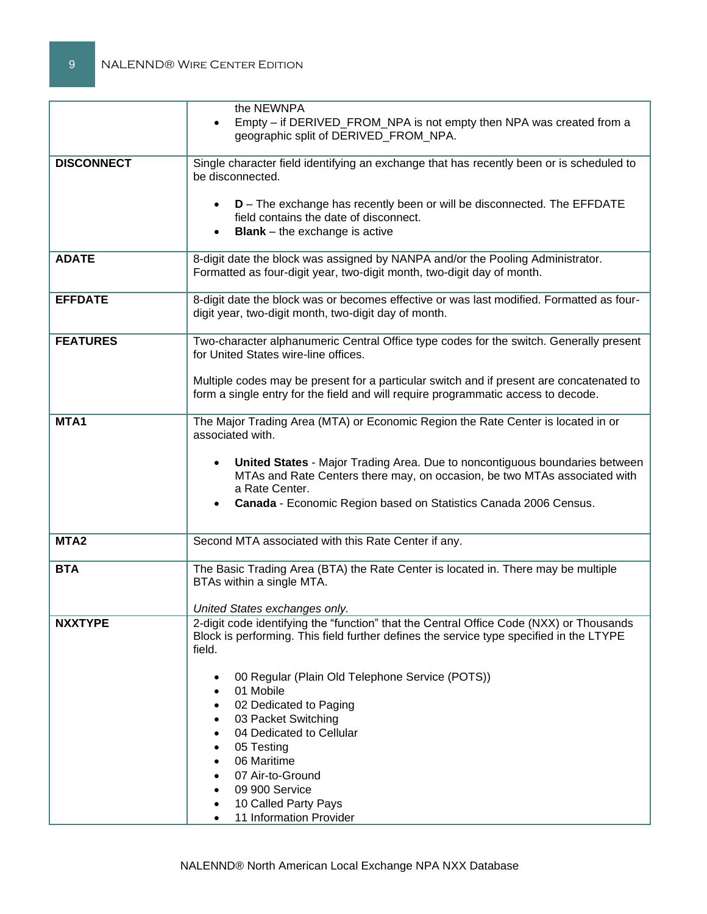| | |
|---|---|
| | the NEWNPA<br>• Empty – if DERIVED_FROM_NPA is not empty then NPA was created from a geographic split of DERIVED_FROM_NPA. |
| **DISCONNECT** | Single character field identifying an exchange that has recently been or is scheduled to be disconnected.<br><br>• **D** – The exchange has recently been or will be disconnected. The EFFDATE field contains the date of disconnect.<br>• **Blank** – the exchange is active |
| **ADATE** | 8-digit date the block was assigned by NANPA and/or the Pooling Administrator. Formatted as four-digit year, two-digit month, two-digit day of month. |
| **EFFDATE** | 8-digit date the block was or becomes effective or was last modified. Formatted as four-digit year, two-digit month, two-digit day of month. |
| **FEATURES** | Two-character alphanumeric Central Office type codes for the switch. Generally present for United States wire-line offices.<br><br>Multiple codes may be present for a particular switch and if present are concatenated to form a single entry for the field and will require programmatic access to decode. |
| **MTA1** | The Major Trading Area (MTA) or Economic Region the Rate Center is located in or associated with.<br><br>• **United States** - Major Trading Area. Due to noncontiguous boundaries between MTAs and Rate Centers there may, on occasion, be two MTAs associated with a Rate Center.<br>• **Canada** - Economic Region based on Statistics Canada 2006 Census. |
| **MTA2** | Second MTA associated with this Rate Center if any. |
| **BTA** | The Basic Trading Area (BTA) the Rate Center is located in. There may be multiple BTAs within a single MTA.<br><br>*United States exchanges only.* |
| **NXXTYPE** | 2-digit code identifying the "function" that the Central Office Code (NXX) or Thousands Block is performing. This field further defines the service type specified in the LTYPE field.<br><br>• 00 Regular (Plain Old Telephone Service (POTS))<br>• 01 Mobile<br>• 02 Dedicated to Paging<br>• 03 Packet Switching<br>• 04 Dedicated to Cellular<br>• 05 Testing<br>• 06 Maritime<br>• 07 Air-to-Ground<br>• 09 900 Service<br>• 10 Called Party Pays<br>• 11 Information Provider |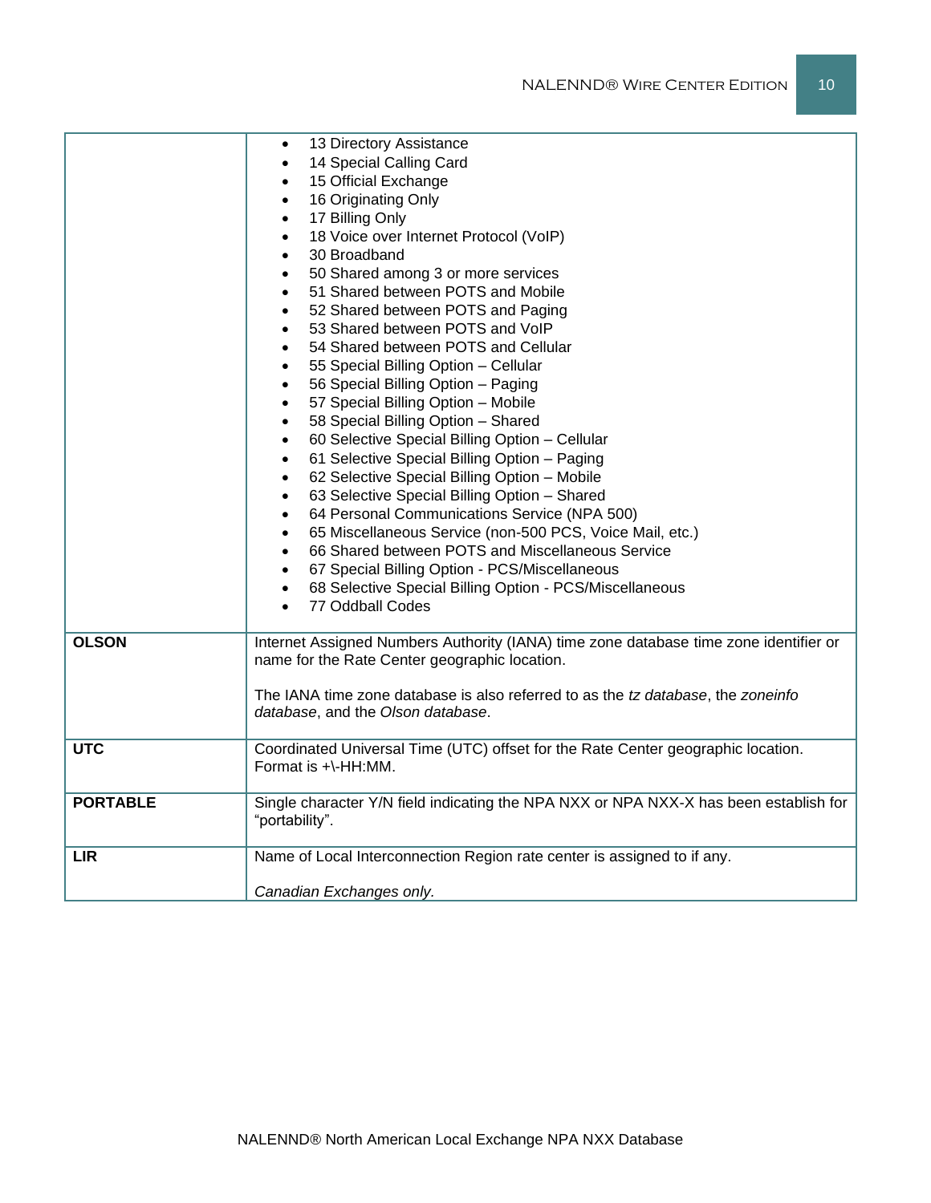| | |
|---|---|
| | • 13 Directory Assistance<br>• 14 Special Calling Card<br>• 15 Official Exchange<br>• 16 Originating Only<br>• 17 Billing Only<br>• 18 Voice over Internet Protocol (VoIP)<br>• 30 Broadband<br>• 50 Shared among 3 or more services<br>• 51 Shared between POTS and Mobile<br>• 52 Shared between POTS and Paging<br>• 53 Shared between POTS and VoIP<br>• 54 Shared between POTS and Cellular<br>• 55 Special Billing Option – Cellular<br>• 56 Special Billing Option – Paging<br>• 57 Special Billing Option – Mobile<br>• 58 Special Billing Option – Shared<br>• 60 Selective Special Billing Option – Cellular<br>• 61 Selective Special Billing Option – Paging<br>• 62 Selective Special Billing Option – Mobile<br>• 63 Selective Special Billing Option – Shared<br>• 64 Personal Communications Service (NPA 500)<br>• 65 Miscellaneous Service (non-500 PCS, Voice Mail, etc.)<br>• 66 Shared between POTS and Miscellaneous Service<br>• 67 Special Billing Option - PCS/Miscellaneous<br>• 68 Selective Special Billing Option - PCS/Miscellaneous<br>• 77 Oddball Codes |
| **OLSON** | Internet Assigned Numbers Authority (IANA) time zone database time zone identifier or name for the Rate Center geographic location.<br><br>The IANA time zone database is also referred to as the *tz database*, the *zoneinfo database*, and the *Olson database*. |
| **UTC** | Coordinated Universal Time (UTC) offset for the Rate Center geographic location. Format is +\-HH:MM. |
| **PORTABLE** | Single character Y/N field indicating the NPA NXX or NPA NXX-X has been establish for "portability". |
| **LIR** | Name of Local Interconnection Region rate center is assigned to if any.<br><br>*Canadian Exchanges only.* |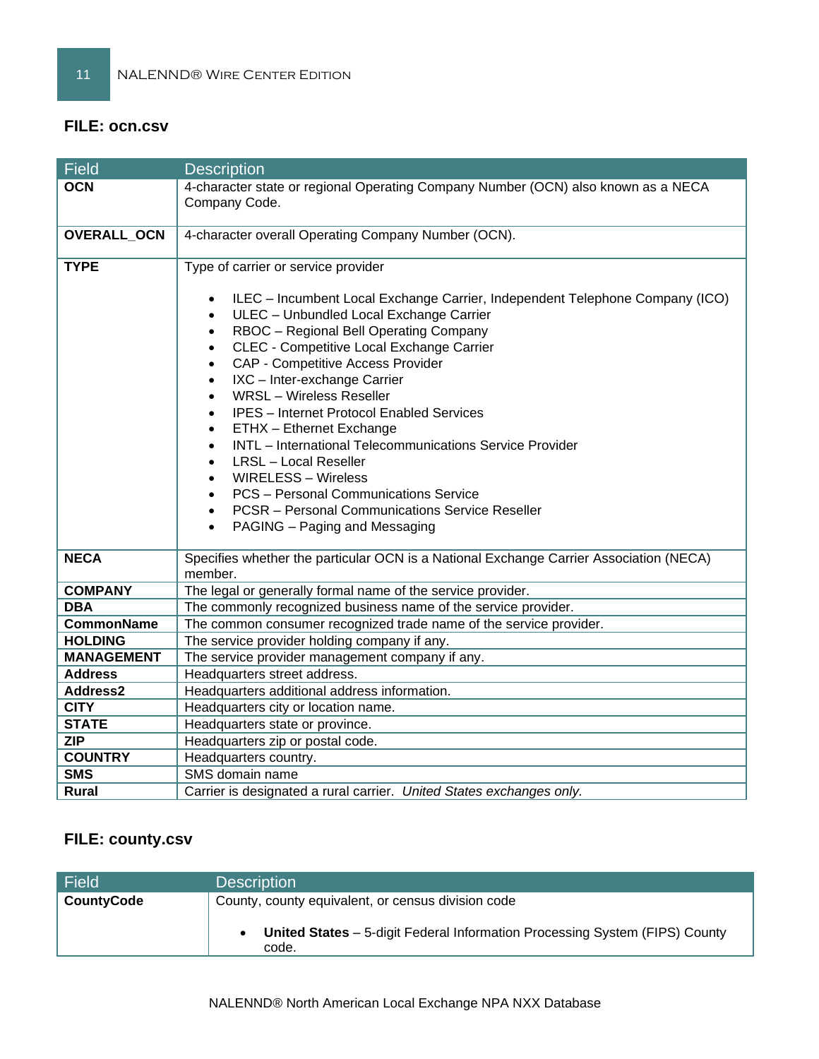## FILE: ocn.csv

| Field | Description |
| --- | --- |
| **OCN** | 4-character state or regional Operating Company Number (OCN) also known as a NECA Company Code. |
| **OVERALL_OCN** | 4-character overall Operating Company Number (OCN). |
| **TYPE** | Type of carrier or service provider<br><br>• ILEC – Incumbent Local Exchange Carrier, Independent Telephone Company (ICO)<br>• ULEC – Unbundled Local Exchange Carrier<br>• RBOC – Regional Bell Operating Company<br>• CLEC - Competitive Local Exchange Carrier<br>• CAP - Competitive Access Provider<br>• IXC – Inter-exchange Carrier<br>• WRSL – Wireless Reseller<br>• IPES – Internet Protocol Enabled Services<br>• ETHX – Ethernet Exchange<br>• INTL – International Telecommunications Service Provider<br>• LRSL – Local Reseller<br>• WIRELESS – Wireless<br>• PCS – Personal Communications Service<br>• PCSR – Personal Communications Service Reseller<br>• PAGING – Paging and Messaging |
| **NECA** | Specifies whether the particular OCN is a National Exchange Carrier Association (NECA) member. |
| **COMPANY** | The legal or generally formal name of the service provider. |
| **DBA** | The commonly recognized business name of the service provider. |
| **CommonName** | The common consumer recognized trade name of the service provider. |
| **HOLDING** | The service provider holding company if any. |
| **MANAGEMENT** | The service provider management company if any. |
| **Address** | Headquarters street address. |
| **Address2** | Headquarters additional address information. |
| **CITY** | Headquarters city or location name. |
| **STATE** | Headquarters state or province. |
| **ZIP** | Headquarters zip or postal code. |
| **COUNTRY** | Headquarters country. |
| **SMS** | SMS domain name |
| **Rural** | Carrier is designated a rural carrier. *United States exchanges only.* |

## FILE: county.csv

| Field | Description |
| --- | --- |
| **CountyCode** | County, county equivalent, or census division code<br><br>• **United States** – 5-digit Federal Information Processing System (FIPS) County code. |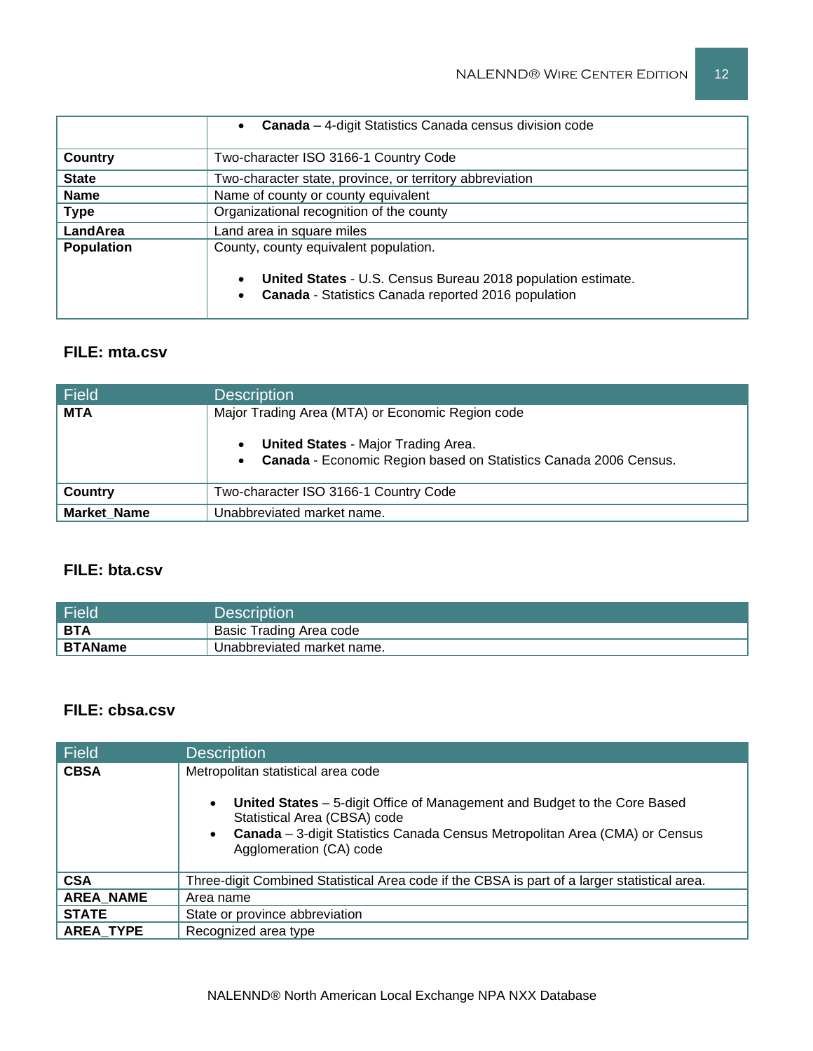| | |
|---|---|
| | • **Canada** – 4-digit Statistics Canada census division code |
| **Country** | Two-character ISO 3166-1 Country Code |
| **State** | Two-character state, province, or territory abbreviation |
| **Name** | Name of county or county equivalent |
| **Type** | Organizational recognition of the county |
| **LandArea** | Land area in square miles |
| **Population** | County, county equivalent population.<br><br>• **United States** - U.S. Census Bureau 2018 population estimate.<br>• **Canada** - Statistics Canada reported 2016 population |

### FILE: mta.csv

| Field | Description |
|---|---|
| **MTA** | Major Trading Area (MTA) or Economic Region code<br><br>• **United States** - Major Trading Area.<br>• **Canada** - Economic Region based on Statistics Canada 2006 Census. |
| **Country** | Two-character ISO 3166-1 Country Code |
| **Market_Name** | Unabbreviated market name. |

### FILE: bta.csv

| Field | Description |
|---|---|
| **BTA** | Basic Trading Area code |
| **BTAName** | Unabbreviated market name. |

### FILE: cbsa.csv

| Field | Description |
|---|---|
| **CBSA** | Metropolitan statistical area code<br><br>• **United States** – 5-digit Office of Management and Budget to the Core Based Statistical Area (CBSA) code<br>• **Canada** – 3-digit Statistics Canada Census Metropolitan Area (CMA) or Census Agglomeration (CA) code |
| **CSA** | Three-digit Combined Statistical Area code if the CBSA is part of a larger statistical area. |
| **AREA_NAME** | Area name |
| **STATE** | State or province abbreviation |
| **AREA_TYPE** | Recognized area type |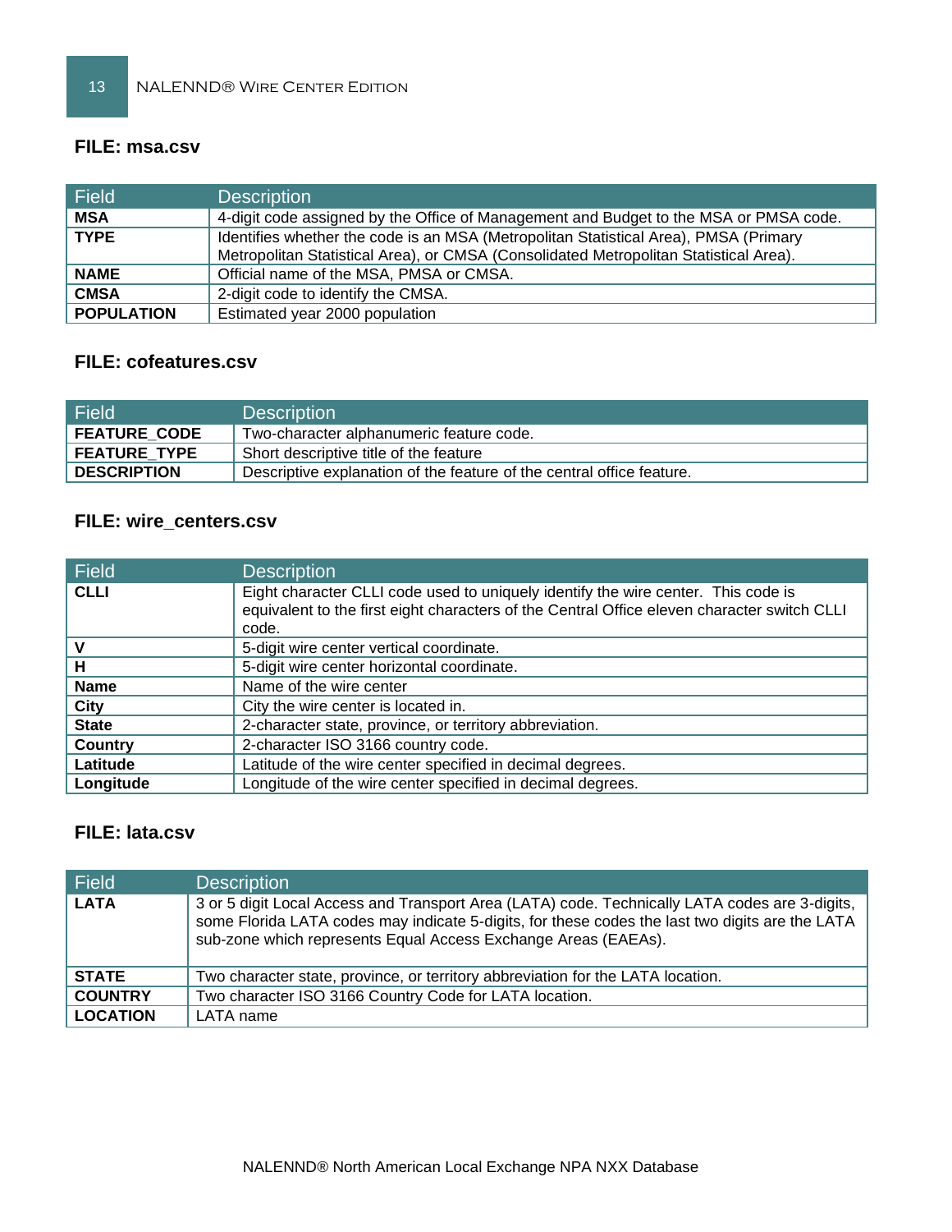### FILE: msa.csv

| Field | Description |
|---|---|
| **MSA** | 4-digit code assigned by the Office of Management and Budget to the MSA or PMSA code. |
| **TYPE** | Identifies whether the code is an MSA (Metropolitan Statistical Area), PMSA (Primary Metropolitan Statistical Area), or CMSA (Consolidated Metropolitan Statistical Area). |
| **NAME** | Official name of the MSA, PMSA or CMSA. |
| **CMSA** | 2-digit code to identify the CMSA. |
| **POPULATION** | Estimated year 2000 population |

### FILE: cofeatures.csv

| Field | Description |
|---|---|
| **FEATURE_CODE** | Two-character alphanumeric feature code. |
| **FEATURE_TYPE** | Short descriptive title of the feature |
| **DESCRIPTION** | Descriptive explanation of the feature of the central office feature. |

### FILE: wire_centers.csv

| Field | Description |
|---|---|
| **CLLI** | Eight character CLLI code used to uniquely identify the wire center. This code is equivalent to the first eight characters of the Central Office eleven character switch CLLI code. |
| **V** | 5-digit wire center vertical coordinate. |
| **H** | 5-digit wire center horizontal coordinate. |
| **Name** | Name of the wire center |
| **City** | City the wire center is located in. |
| **State** | 2-character state, province, or territory abbreviation. |
| **Country** | 2-character ISO 3166 country code. |
| **Latitude** | Latitude of the wire center specified in decimal degrees. |
| **Longitude** | Longitude of the wire center specified in decimal degrees. |

### FILE: lata.csv

| Field | Description |
|---|---|
| **LATA** | 3 or 5 digit Local Access and Transport Area (LATA) code. Technically LATA codes are 3-digits, some Florida LATA codes may indicate 5-digits, for these codes the last two digits are the LATA sub-zone which represents Equal Access Exchange Areas (EAEAs). |
| **STATE** | Two character state, province, or territory abbreviation for the LATA location. |
| **COUNTRY** | Two character ISO 3166 Country Code for LATA location. |
| **LOCATION** | LATA name |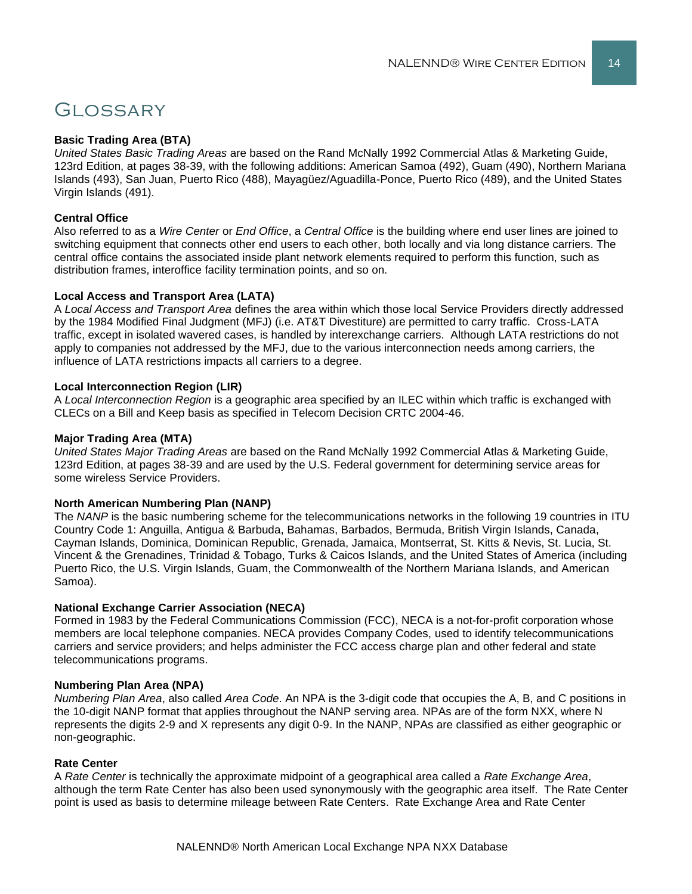# Glossary

**Basic Trading Area (BTA)**

*United States Basic Trading Areas* are based on the Rand McNally 1992 Commercial Atlas & Marketing Guide, 123rd Edition, at pages 38-39, with the following additions: American Samoa (492), Guam (490), Northern Mariana Islands (493), San Juan, Puerto Rico (488), Mayagüez/Aguadilla-Ponce, Puerto Rico (489), and the United States Virgin Islands (491).

**Central Office**

Also referred to as a *Wire Center* or *End Office*, a *Central Office* is the building where end user lines are joined to switching equipment that connects other end users to each other, both locally and via long distance carriers. The central office contains the associated inside plant network elements required to perform this function, such as distribution frames, interoffice facility termination points, and so on.

**Local Access and Transport Area (LATA)**

A *Local Access and Transport Area* defines the area within which those local Service Providers directly addressed by the 1984 Modified Final Judgment (MFJ) (i.e. AT&T Divestiture) are permitted to carry traffic. Cross-LATA traffic, except in isolated wavered cases, is handled by interexchange carriers. Although LATA restrictions do not apply to companies not addressed by the MFJ, due to the various interconnection needs among carriers, the influence of LATA restrictions impacts all carriers to a degree.

**Local Interconnection Region (LIR)**

A *Local Interconnection Region* is a geographic area specified by an ILEC within which traffic is exchanged with CLECs on a Bill and Keep basis as specified in Telecom Decision CRTC 2004-46.

**Major Trading Area (MTA)**

*United States Major Trading Areas* are based on the Rand McNally 1992 Commercial Atlas & Marketing Guide, 123rd Edition, at pages 38-39 and are used by the U.S. Federal government for determining service areas for some wireless Service Providers.

**North American Numbering Plan (NANP)**

The *NANP* is the basic numbering scheme for the telecommunications networks in the following 19 countries in ITU Country Code 1: Anguilla, Antigua & Barbuda, Bahamas, Barbados, Bermuda, British Virgin Islands, Canada, Cayman Islands, Dominica, Dominican Republic, Grenada, Jamaica, Montserrat, St. Kitts & Nevis, St. Lucia, St. Vincent & the Grenadines, Trinidad & Tobago, Turks & Caicos Islands, and the United States of America (including Puerto Rico, the U.S. Virgin Islands, Guam, the Commonwealth of the Northern Mariana Islands, and American Samoa).

**National Exchange Carrier Association (NECA)**

Formed in 1983 by the Federal Communications Commission (FCC), NECA is a not-for-profit corporation whose members are local telephone companies. NECA provides Company Codes, used to identify telecommunications carriers and service providers; and helps administer the FCC access charge plan and other federal and state telecommunications programs.

**Numbering Plan Area (NPA)**

*Numbering Plan Area*, also called *Area Code*. An NPA is the 3-digit code that occupies the A, B, and C positions in the 10-digit NANP format that applies throughout the NANP serving area. NPAs are of the form NXX, where N represents the digits 2-9 and X represents any digit 0-9. In the NANP, NPAs are classified as either geographic or non-geographic.

**Rate Center**

A *Rate Center* is technically the approximate midpoint of a geographical area called a *Rate Exchange Area*, although the term Rate Center has also been used synonymously with the geographic area itself. The Rate Center point is used as basis to determine mileage between Rate Centers. Rate Exchange Area and Rate Center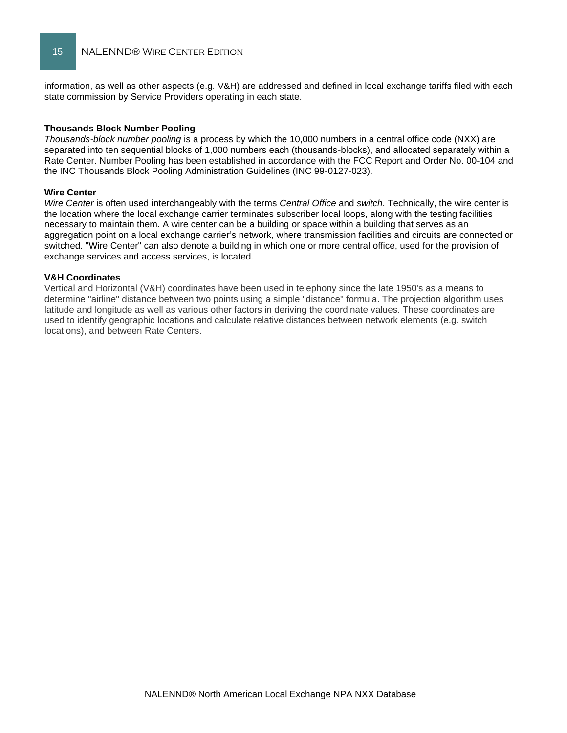information, as well as other aspects (e.g. V&H) are addressed and defined in local exchange tariffs filed with each state commission by Service Providers operating in each state.

**Thousands Block Number Pooling**

*Thousands-block number pooling* is a process by which the 10,000 numbers in a central office code (NXX) are separated into ten sequential blocks of 1,000 numbers each (thousands-blocks), and allocated separately within a Rate Center. Number Pooling has been established in accordance with the FCC Report and Order No. 00-104 and the INC Thousands Block Pooling Administration Guidelines (INC 99-0127-023).

**Wire Center**

*Wire Center* is often used interchangeably with the terms *Central Office* and *switch*. Technically, the wire center is the location where the local exchange carrier terminates subscriber local loops, along with the testing facilities necessary to maintain them. A wire center can be a building or space within a building that serves as an aggregation point on a local exchange carrier's network, where transmission facilities and circuits are connected or switched. "Wire Center" can also denote a building in which one or more central office, used for the provision of exchange services and access services, is located.

**V&H Coordinates**

Vertical and Horizontal (V&H) coordinates have been used in telephony since the late 1950's as a means to determine "airline" distance between two points using a simple "distance" formula. The projection algorithm uses latitude and longitude as well as various other factors in deriving the coordinate values. These coordinates are used to identify geographic locations and calculate relative distances between network elements (e.g. switch locations), and between Rate Centers.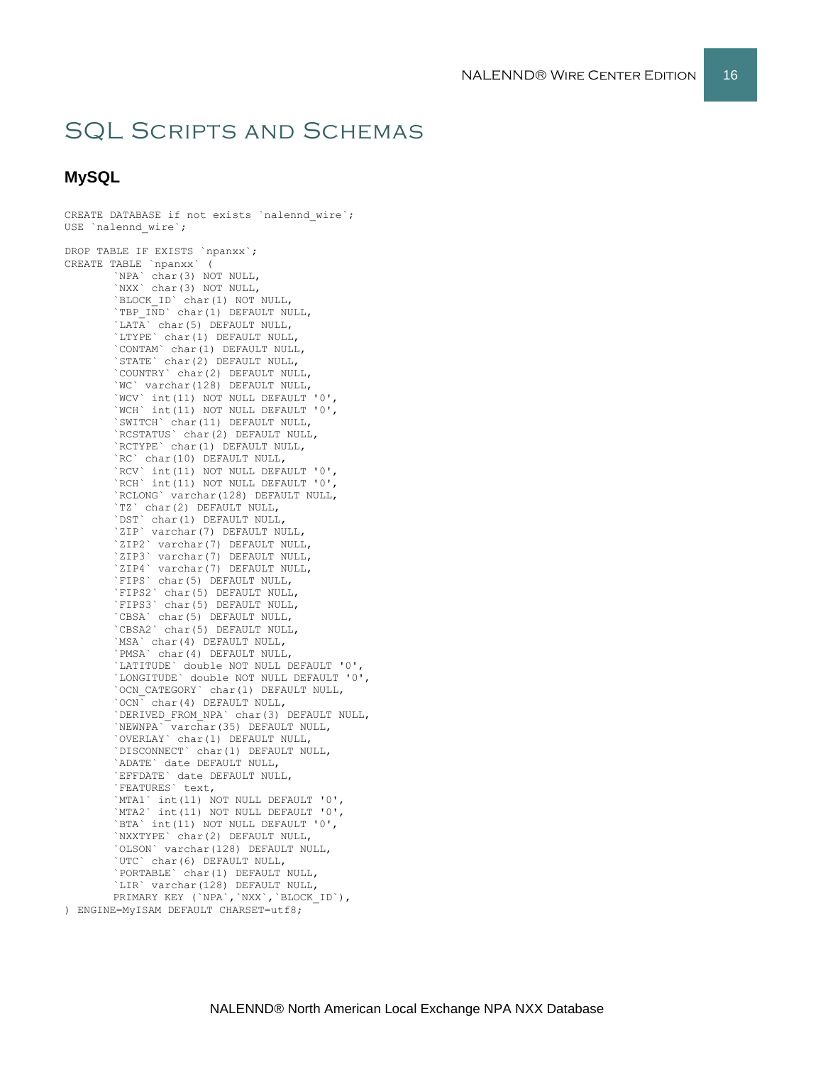# SQL Scripts and Schemas

## MySQL

```
CREATE DATABASE if not exists `nalennd_wire`;
USE `nalennd_wire`;

DROP TABLE IF EXISTS `npanxx`;
CREATE TABLE `npanxx` (
        `NPA` char(3) NOT NULL,
        `NXX` char(3) NOT NULL,
        `BLOCK_ID` char(1) NOT NULL,
        `TBP_IND` char(1) DEFAULT NULL,
        `LATA` char(5) DEFAULT NULL,
        `LTYPE` char(1) DEFAULT NULL,
        `CONTAM` char(1) DEFAULT NULL,
        `STATE` char(2) DEFAULT NULL,
        `COUNTRY` char(2) DEFAULT NULL,
        `WC` varchar(128) DEFAULT NULL,
        `WCV` int(11) NOT NULL DEFAULT '0',
        `WCH` int(11) NOT NULL DEFAULT '0',
        `SWITCH` char(11) DEFAULT NULL,
        `RCSTATUS` char(2) DEFAULT NULL,
        `RCTYPE` char(1) DEFAULT NULL,
        `RC` char(10) DEFAULT NULL,
        `RCV` int(11) NOT NULL DEFAULT '0',
        `RCH` int(11) NOT NULL DEFAULT '0',
        `RCLONG` varchar(128) DEFAULT NULL,
        `TZ` char(2) DEFAULT NULL,
        `DST` char(1) DEFAULT NULL,
        `ZIP` varchar(7) DEFAULT NULL,
        `ZIP2` varchar(7) DEFAULT NULL,
        `ZIP3` varchar(7) DEFAULT NULL,
        `ZIP4` varchar(7) DEFAULT NULL,
        `FIPS` char(5) DEFAULT NULL,
        `FIPS2` char(5) DEFAULT NULL,
        `FIPS3` char(5) DEFAULT NULL,
        `CBSA` char(5) DEFAULT NULL,
        `CBSA2` char(5) DEFAULT NULL,
        `MSA` char(4) DEFAULT NULL,
        `PMSA` char(4) DEFAULT NULL,
        `LATITUDE` double NOT NULL DEFAULT '0',
        `LONGITUDE` double NOT NULL DEFAULT '0',
        `OCN_CATEGORY` char(1) DEFAULT NULL,
        `OCN` char(4) DEFAULT NULL,
        `DERIVED_FROM_NPA` char(3) DEFAULT NULL,
        `NEWNPA` varchar(35) DEFAULT NULL,
        `OVERLAY` char(1) DEFAULT NULL,
        `DISCONNECT` char(1) DEFAULT NULL,
        `ADATE` date DEFAULT NULL,
        `EFFDATE` date DEFAULT NULL,
        `FEATURES` text,
        `MTA1` int(11) NOT NULL DEFAULT '0',
        `MTA2` int(11) NOT NULL DEFAULT '0',
        `BTA` int(11) NOT NULL DEFAULT '0',
        `NXXTYPE` char(2) DEFAULT NULL,
        `OLSON` varchar(128) DEFAULT NULL,
        `UTC` char(6) DEFAULT NULL,
        `PORTABLE` char(1) DEFAULT NULL,
        `LIR` varchar(128) DEFAULT NULL,
        PRIMARY KEY (`NPA`,`NXX`,`BLOCK_ID`),
) ENGINE=MyISAM DEFAULT CHARSET=utf8;
```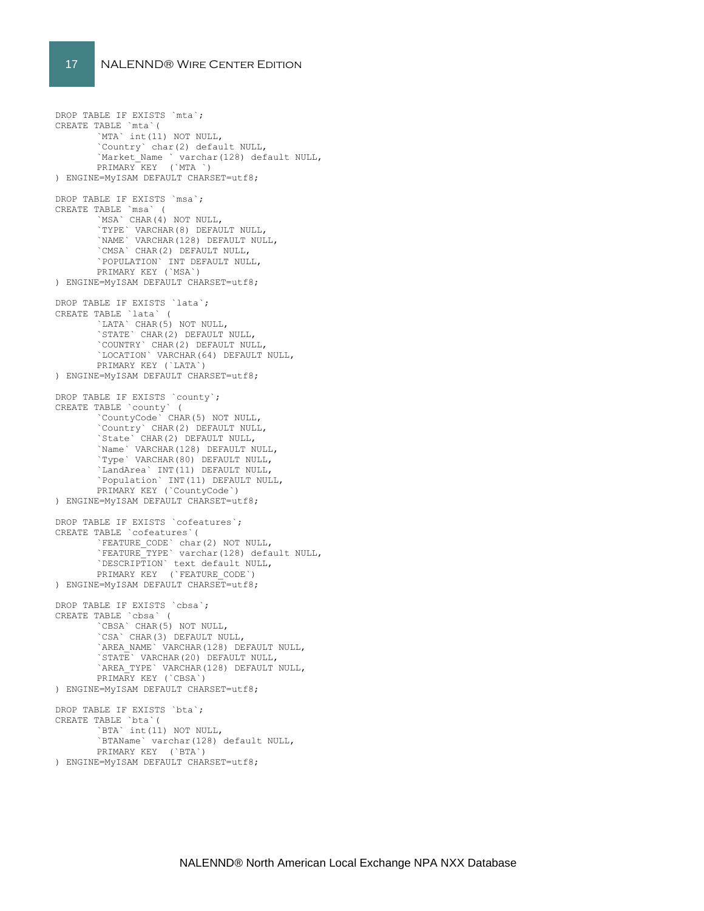```
DROP TABLE IF EXISTS `mta`;
CREATE TABLE `mta`(
        `MTA` int(11) NOT NULL,
        `Country` char(2) default NULL,
        `Market_Name ` varchar(128) default NULL,
        PRIMARY KEY  (`MTA `)
) ENGINE=MyISAM DEFAULT CHARSET=utf8;

DROP TABLE IF EXISTS `msa`;
CREATE TABLE `msa` (
        `MSA` CHAR(4) NOT NULL,
        `TYPE` VARCHAR(8) DEFAULT NULL,
        `NAME` VARCHAR(128) DEFAULT NULL,
        `CMSA` CHAR(2) DEFAULT NULL,
        `POPULATION` INT DEFAULT NULL,
        PRIMARY KEY (`MSA`)
) ENGINE=MyISAM DEFAULT CHARSET=utf8;

DROP TABLE IF EXISTS `lata`;
CREATE TABLE `lata` (
        `LATA` CHAR(5) NOT NULL,
        `STATE` CHAR(2) DEFAULT NULL,
        `COUNTRY` CHAR(2) DEFAULT NULL,
        `LOCATION` VARCHAR(64) DEFAULT NULL,
        PRIMARY KEY (`LATA`)
) ENGINE=MyISAM DEFAULT CHARSET=utf8;

DROP TABLE IF EXISTS `county`;
CREATE TABLE `county` (
        `CountyCode` CHAR(5) NOT NULL,
        `Country` CHAR(2) DEFAULT NULL,
        `State` CHAR(2) DEFAULT NULL,
        `Name` VARCHAR(128) DEFAULT NULL,
        `Type` VARCHAR(80) DEFAULT NULL,
        `LandArea` INT(11) DEFAULT NULL,
        `Population` INT(11) DEFAULT NULL,
        PRIMARY KEY (`CountyCode`)
) ENGINE=MyISAM DEFAULT CHARSET=utf8;

DROP TABLE IF EXISTS `cofeatures`;
CREATE TABLE `cofeatures`(
        `FEATURE_CODE` char(2) NOT NULL,
        `FEATURE_TYPE` varchar(128) default NULL,
        `DESCRIPTION` text default NULL,
        PRIMARY KEY  (`FEATURE_CODE`)
) ENGINE=MyISAM DEFAULT CHARSET=utf8;

DROP TABLE IF EXISTS `cbsa`;
CREATE TABLE `cbsa` (
        `CBSA` CHAR(5) NOT NULL,
        `CSA` CHAR(3) DEFAULT NULL,
        `AREA_NAME` VARCHAR(128) DEFAULT NULL,
        `STATE` VARCHAR(20) DEFAULT NULL,
        `AREA_TYPE` VARCHAR(128) DEFAULT NULL,
        PRIMARY KEY (`CBSA`)
) ENGINE=MyISAM DEFAULT CHARSET=utf8;

DROP TABLE IF EXISTS `bta`;
CREATE TABLE `bta`(
        `BTA` int(11) NOT NULL,
        `BTAName` varchar(128) default NULL,
        PRIMARY KEY  (`BTA`)
) ENGINE=MyISAM DEFAULT CHARSET=utf8;
```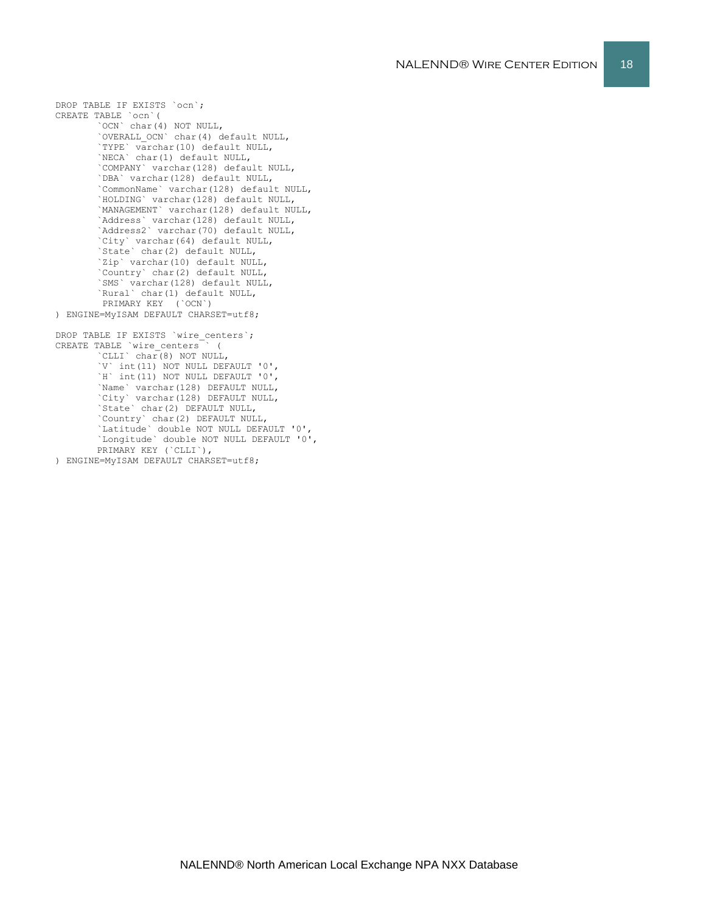```
DROP TABLE IF EXISTS `ocn`;
CREATE TABLE `ocn`(
        `OCN` char(4) NOT NULL,
        `OVERALL_OCN` char(4) default NULL,
        `TYPE` varchar(10) default NULL,
        `NECA` char(1) default NULL,
        `COMPANY` varchar(128) default NULL,
        `DBA` varchar(128) default NULL,
        `CommonName` varchar(128) default NULL,
        `HOLDING` varchar(128) default NULL,
        `MANAGEMENT` varchar(128) default NULL,
        `Address` varchar(128) default NULL,
        `Address2` varchar(70) default NULL,
        `City` varchar(64) default NULL,
        `State` char(2) default NULL,
        `Zip` varchar(10) default NULL,
        `Country` char(2) default NULL,
        `SMS` varchar(128) default NULL,
        `Rural` char(1) default NULL,
         PRIMARY KEY  (`OCN`)
) ENGINE=MyISAM DEFAULT CHARSET=utf8;

DROP TABLE IF EXISTS `wire_centers`;
CREATE TABLE `wire_centers ` (
        `CLLI` char(8) NOT NULL,
        `V` int(11) NOT NULL DEFAULT '0',
        `H` int(11) NOT NULL DEFAULT '0',
        `Name` varchar(128) DEFAULT NULL,
        `City` varchar(128) DEFAULT NULL,
        `State` char(2) DEFAULT NULL,
        `Country` char(2) DEFAULT NULL,
        `Latitude` double NOT NULL DEFAULT '0',
        `Longitude` double NOT NULL DEFAULT '0',
        PRIMARY KEY (`CLLI`),
) ENGINE=MyISAM DEFAULT CHARSET=utf8;
```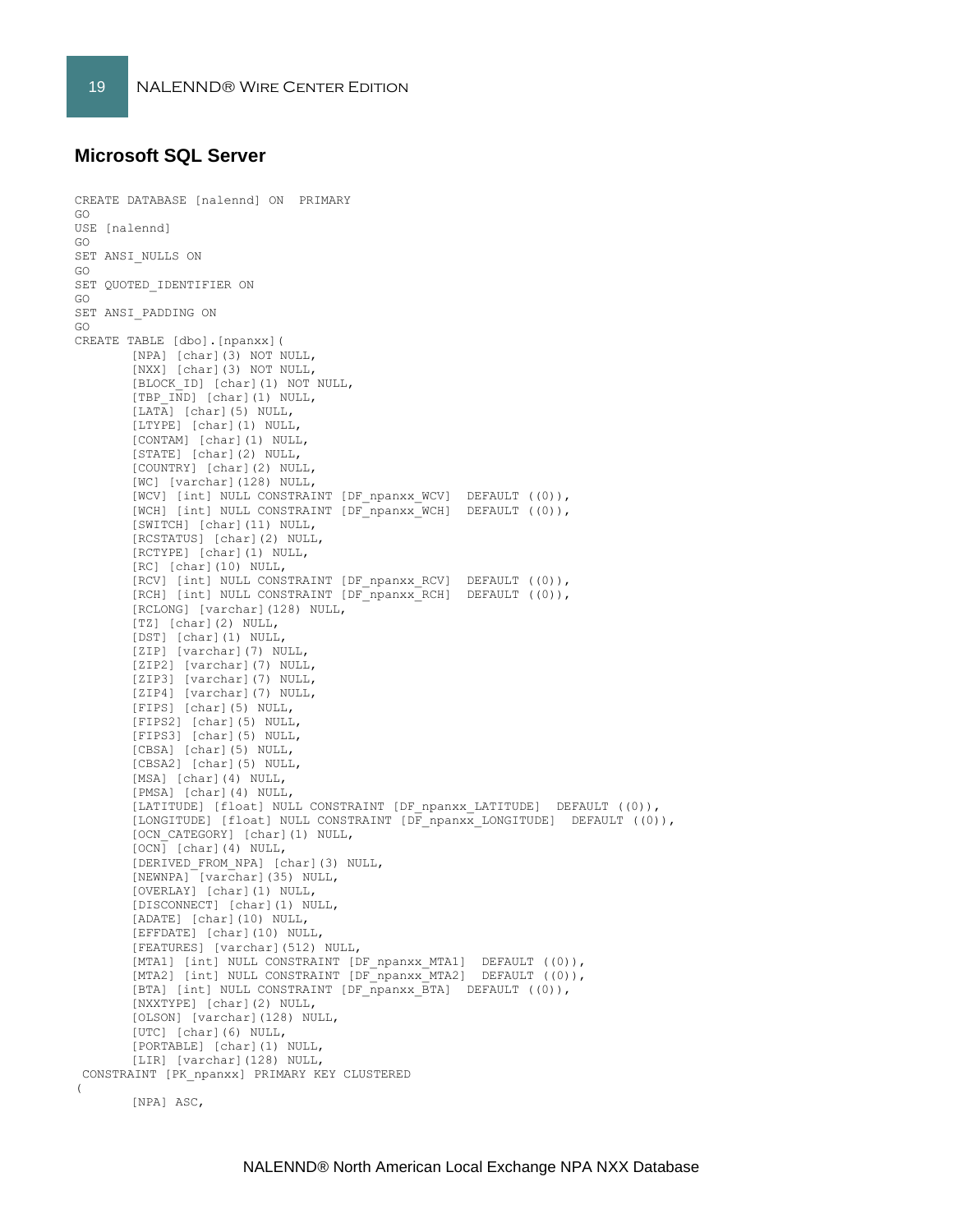## Microsoft SQL Server

```
CREATE DATABASE [nalennd] ON  PRIMARY
GO
USE [nalennd]
GO
SET ANSI_NULLS ON
GO
SET QUOTED_IDENTIFIER ON
GO
SET ANSI_PADDING ON
GO
CREATE TABLE [dbo].[npanxx](
	[NPA] [char](3) NOT NULL,
	[NXX] [char](3) NOT NULL,
	[BLOCK_ID] [char](1) NOT NULL,
	[TBP_IND] [char](1) NULL,
	[LATA] [char](5) NULL,
	[LTYPE] [char](1) NULL,
	[CONTAM] [char](1) NULL,
	[STATE] [char](2) NULL,
	[COUNTRY] [char](2) NULL,
	[WC] [varchar](128) NULL,
	[WCV] [int] NULL CONSTRAINT [DF_npanxx_WCV]  DEFAULT ((0)),
	[WCH] [int] NULL CONSTRAINT [DF_npanxx_WCH]  DEFAULT ((0)),
	[SWITCH] [char](11) NULL,
	[RCSTATUS] [char](2) NULL,
	[RCTYPE] [char](1) NULL,
	[RC] [char](10) NULL,
	[RCV] [int] NULL CONSTRAINT [DF_npanxx_RCV]  DEFAULT ((0)),
	[RCH] [int] NULL CONSTRAINT [DF_npanxx_RCH]  DEFAULT ((0)),
	[RCLONG] [varchar](128) NULL,
	[TZ] [char](2) NULL,
	[DST] [char](1) NULL,
	[ZIP] [varchar](7) NULL,
	[ZIP2] [varchar](7) NULL,
	[ZIP3] [varchar](7) NULL,
	[ZIP4] [varchar](7) NULL,
	[FIPS] [char](5) NULL,
	[FIPS2] [char](5) NULL,
	[FIPS3] [char](5) NULL,
	[CBSA] [char](5) NULL,
	[CBSA2] [char](5) NULL,
	[MSA] [char](4) NULL,
	[PMSA] [char](4) NULL,
	[LATITUDE] [float] NULL CONSTRAINT [DF_npanxx_LATITUDE]  DEFAULT ((0)),
	[LONGITUDE] [float] NULL CONSTRAINT [DF_npanxx_LONGITUDE]  DEFAULT ((0)),
	[OCN_CATEGORY] [char](1) NULL,
	[OCN] [char](4) NULL,
	[DERIVED_FROM_NPA] [char](3) NULL,
	[NEWNPA] [varchar](35) NULL,
	[OVERLAY] [char](1) NULL,
	[DISCONNECT] [char](1) NULL,
	[ADATE] [char](10) NULL,
	[EFFDATE] [char](10) NULL,
	[FEATURES] [varchar](512) NULL,
	[MTA1] [int] NULL CONSTRAINT [DF_npanxx_MTA1]  DEFAULT ((0)),
	[MTA2] [int] NULL CONSTRAINT [DF_npanxx_MTA2]  DEFAULT ((0)),
	[BTA] [int] NULL CONSTRAINT [DF_npanxx_BTA]  DEFAULT ((0)),
	[NXXTYPE] [char](2) NULL,
	[OLSON] [varchar](128) NULL,
	[UTC] [char](6) NULL,
	[PORTABLE] [char](1) NULL,
	[LIR] [varchar](128) NULL,
 CONSTRAINT [PK_npanxx] PRIMARY KEY CLUSTERED
(
	[NPA] ASC,
```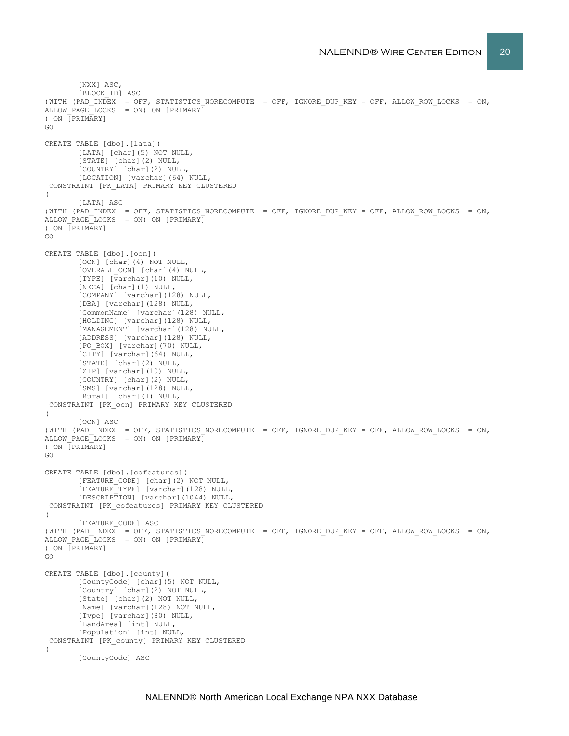```
        [NXX] ASC,
        [BLOCK_ID] ASC
)WITH (PAD_INDEX  = OFF, STATISTICS_NORECOMPUTE  = OFF, IGNORE_DUP_KEY = OFF, ALLOW_ROW_LOCKS  = ON,
ALLOW_PAGE_LOCKS  = ON) ON [PRIMARY]
) ON [PRIMARY]
GO

CREATE TABLE [dbo].[lata](
        [LATA] [char](5) NOT NULL,
        [STATE] [char](2) NULL,
        [COUNTRY] [char](2) NULL,
        [LOCATION] [varchar](64) NULL,
 CONSTRAINT [PK_LATA] PRIMARY KEY CLUSTERED
(
        [LATA] ASC
)WITH (PAD_INDEX  = OFF, STATISTICS_NORECOMPUTE  = OFF, IGNORE_DUP_KEY = OFF, ALLOW_ROW_LOCKS  = ON,
ALLOW_PAGE_LOCKS  = ON) ON [PRIMARY]
) ON [PRIMARY]
GO

CREATE TABLE [dbo].[ocn](
        [OCN] [char](4) NOT NULL,
        [OVERALL_OCN] [char](4) NULL,
        [TYPE] [varchar](10) NULL,
        [NECA] [char](1) NULL,
        [COMPANY] [varchar](128) NULL,
        [DBA] [varchar](128) NULL,
        [CommonName] [varchar](128) NULL,
        [HOLDING] [varchar](128) NULL,
        [MANAGEMENT] [varchar](128) NULL,
        [ADDRESS] [varchar](128) NULL,
        [PO_BOX] [varchar](70) NULL,
        [CITY] [varchar](64) NULL,
        [STATE] [char](2) NULL,
        [ZIP] [varchar](10) NULL,
        [COUNTRY] [char](2) NULL,
        [SMS] [varchar](128) NULL,
        [Rural] [char](1) NULL,
 CONSTRAINT [PK_ocn] PRIMARY KEY CLUSTERED
(
        [OCN] ASC
)WITH (PAD_INDEX  = OFF, STATISTICS_NORECOMPUTE  = OFF, IGNORE_DUP_KEY = OFF, ALLOW_ROW_LOCKS  = ON,
ALLOW_PAGE_LOCKS  = ON) ON [PRIMARY]
) ON [PRIMARY]
GO

CREATE TABLE [dbo].[cofeatures](
        [FEATURE_CODE] [char](2) NOT NULL,
        [FEATURE_TYPE] [varchar](128) NULL,
        [DESCRIPTION] [varchar](1044) NULL,
 CONSTRAINT [PK_cofeatures] PRIMARY KEY CLUSTERED
(
        [FEATURE_CODE] ASC
)WITH (PAD_INDEX  = OFF, STATISTICS_NORECOMPUTE  = OFF, IGNORE_DUP_KEY = OFF, ALLOW_ROW_LOCKS  = ON,
ALLOW_PAGE_LOCKS  = ON) ON [PRIMARY]
) ON [PRIMARY]
GO

CREATE TABLE [dbo].[county](
        [CountyCode] [char](5) NOT NULL,
        [Country] [char](2) NOT NULL,
        [State] [char](2) NOT NULL,
        [Name] [varchar](128) NOT NULL,
        [Type] [varchar](80) NULL,
        [LandArea] [int] NULL,
        [Population] [int] NULL,
 CONSTRAINT [PK_county] PRIMARY KEY CLUSTERED
(
        [CountyCode] ASC
```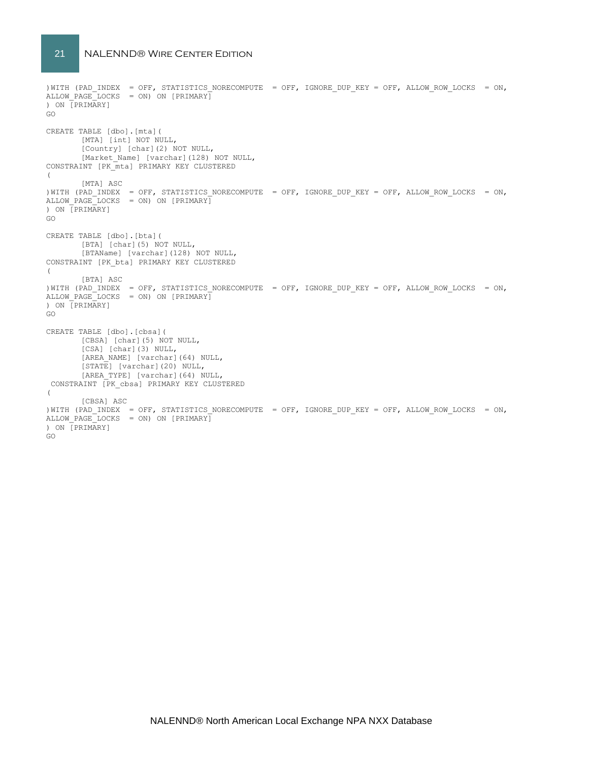```
)WITH (PAD_INDEX  = OFF, STATISTICS_NORECOMPUTE  = OFF, IGNORE_DUP_KEY = OFF, ALLOW_ROW_LOCKS  = ON,
ALLOW_PAGE_LOCKS  = ON) ON [PRIMARY]
) ON [PRIMARY]
GO

CREATE TABLE [dbo].[mta](
        [MTA] [int] NOT NULL,
        [Country] [char](2) NOT NULL,
        [Market_Name] [varchar](128) NOT NULL,
CONSTRAINT [PK_mta] PRIMARY KEY CLUSTERED
(
        [MTA] ASC
)WITH (PAD_INDEX  = OFF, STATISTICS_NORECOMPUTE  = OFF, IGNORE_DUP_KEY = OFF, ALLOW_ROW_LOCKS  = ON,
ALLOW_PAGE_LOCKS  = ON) ON [PRIMARY]
) ON [PRIMARY]
GO

CREATE TABLE [dbo].[bta](
        [BTA] [char](5) NOT NULL,
        [BTAName] [varchar](128) NOT NULL,
CONSTRAINT [PK_bta] PRIMARY KEY CLUSTERED
(
        [BTA] ASC
)WITH (PAD_INDEX  = OFF, STATISTICS_NORECOMPUTE  = OFF, IGNORE_DUP_KEY = OFF, ALLOW_ROW_LOCKS  = ON,
ALLOW_PAGE_LOCKS  = ON) ON [PRIMARY]
) ON [PRIMARY]
GO

CREATE TABLE [dbo].[cbsa](
        [CBSA] [char](5) NOT NULL,
        [CSA] [char](3) NULL,
        [AREA_NAME] [varchar](64) NULL,
        [STATE] [varchar](20) NULL,
        [AREA_TYPE] [varchar](64) NULL,
 CONSTRAINT [PK_cbsa] PRIMARY KEY CLUSTERED
(
        [CBSA] ASC
)WITH (PAD_INDEX  = OFF, STATISTICS_NORECOMPUTE  = OFF, IGNORE_DUP_KEY = OFF, ALLOW_ROW_LOCKS  = ON,
ALLOW_PAGE_LOCKS  = ON) ON [PRIMARY]
) ON [PRIMARY]
GO
```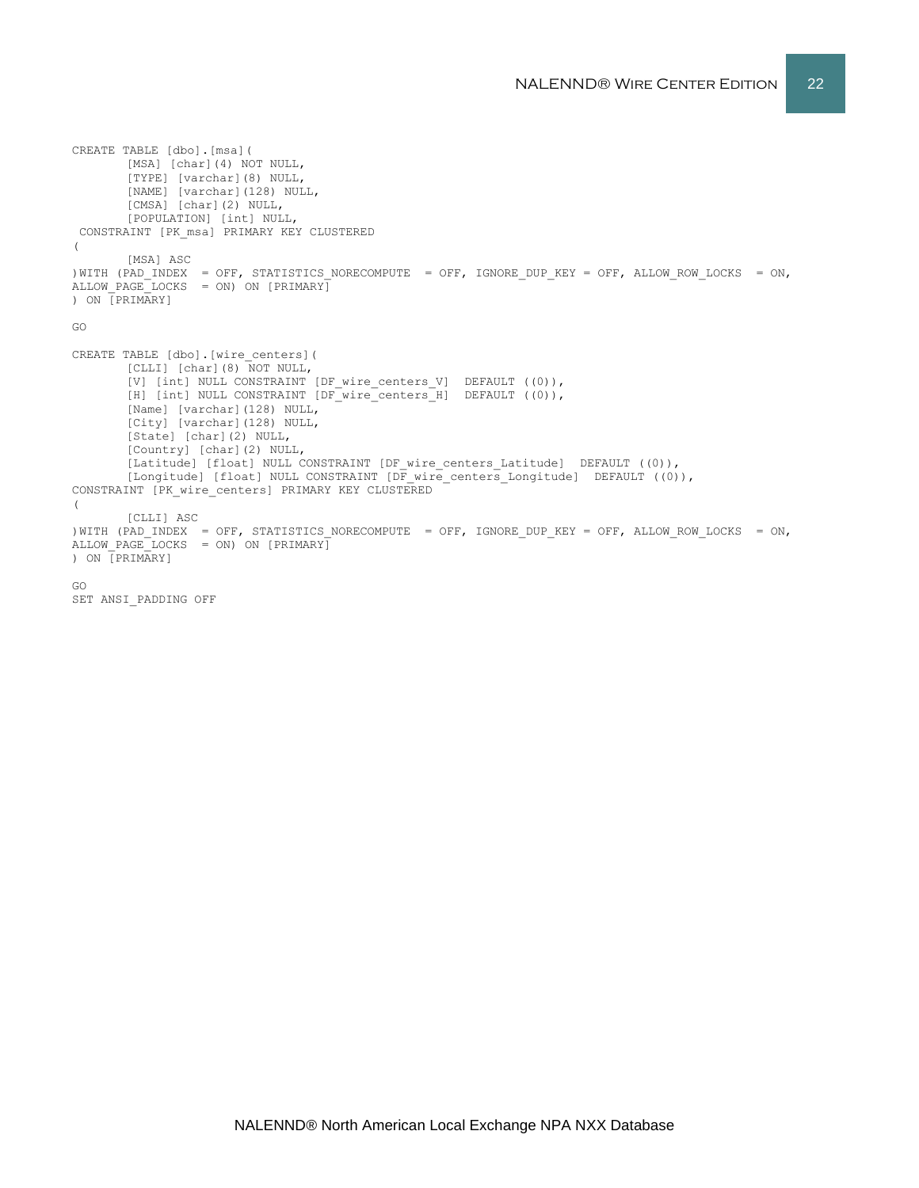```
CREATE TABLE [dbo].[msa](
	[MSA] [char](4) NOT NULL,
	[TYPE] [varchar](8) NULL,
	[NAME] [varchar](128) NULL,
	[CMSA] [char](2) NULL,
	[POPULATION] [int] NULL,
 CONSTRAINT [PK_msa] PRIMARY KEY CLUSTERED
(
	[MSA] ASC
)WITH (PAD_INDEX  = OFF, STATISTICS_NORECOMPUTE  = OFF, IGNORE_DUP_KEY = OFF, ALLOW_ROW_LOCKS  = ON,
ALLOW_PAGE_LOCKS  = ON) ON [PRIMARY]
) ON [PRIMARY]

GO

CREATE TABLE [dbo].[wire_centers](
	[CLLI] [char](8) NOT NULL,
	[V] [int] NULL CONSTRAINT [DF_wire_centers_V]  DEFAULT ((0)),
	[H] [int] NULL CONSTRAINT [DF_wire_centers_H]  DEFAULT ((0)),
	[Name] [varchar](128) NULL,
	[City] [varchar](128) NULL,
	[State] [char](2) NULL,
	[Country] [char](2) NULL,
	[Latitude] [float] NULL CONSTRAINT [DF_wire_centers_Latitude]  DEFAULT ((0)),
	[Longitude] [float] NULL CONSTRAINT [DF_wire_centers_Longitude]  DEFAULT ((0)),
CONSTRAINT [PK_wire_centers] PRIMARY KEY CLUSTERED
(
	[CLLI] ASC
)WITH (PAD_INDEX  = OFF, STATISTICS_NORECOMPUTE  = OFF, IGNORE_DUP_KEY = OFF, ALLOW_ROW_LOCKS  = ON,
ALLOW_PAGE_LOCKS  = ON) ON [PRIMARY]
) ON [PRIMARY]

GO
SET ANSI_PADDING OFF
```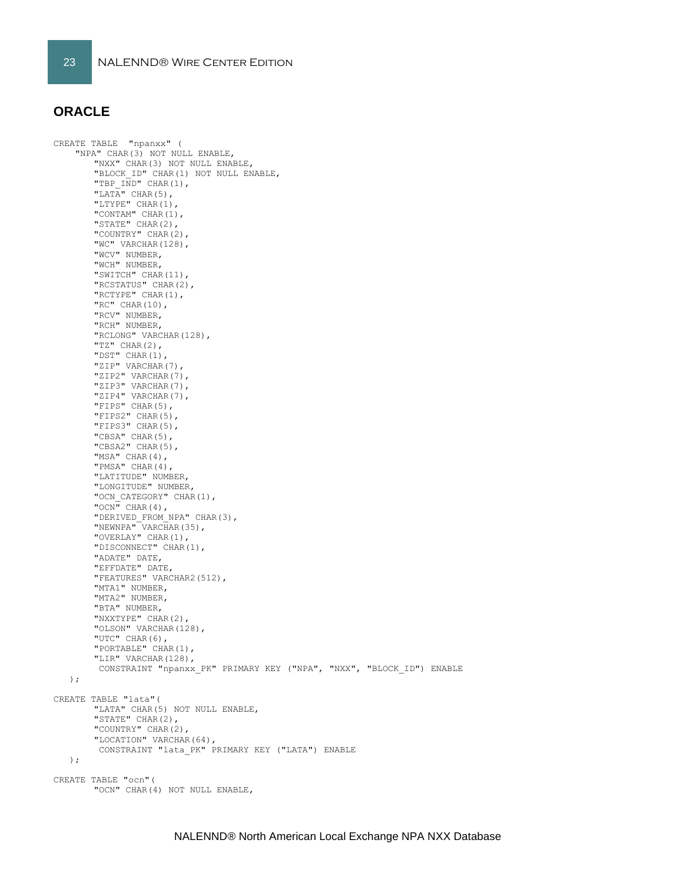## ORACLE

```
CREATE TABLE  "npanxx" (
    "NPA" CHAR(3) NOT NULL ENABLE,
        "NXX" CHAR(3) NOT NULL ENABLE,
        "BLOCK_ID" CHAR(1) NOT NULL ENABLE,
        "TBP_IND" CHAR(1),
        "LATA" CHAR(5),
        "LTYPE" CHAR(1),
        "CONTAM" CHAR(1),
        "STATE" CHAR(2),
        "COUNTRY" CHAR(2),
        "WC" VARCHAR(128),
        "WCV" NUMBER,
        "WCH" NUMBER,
        "SWITCH" CHAR(11),
        "RCSTATUS" CHAR(2),
        "RCTYPE" CHAR(1),
        "RC" CHAR(10),
        "RCV" NUMBER,
        "RCH" NUMBER,
        "RCLONG" VARCHAR(128),
        "TZ" CHAR(2),
        "DST" CHAR(1),
        "ZIP" VARCHAR(7),
        "ZIP2" VARCHAR(7),
        "ZIP3" VARCHAR(7),
        "ZIP4" VARCHAR(7),
        "FIPS" CHAR(5),
        "FIPS2" CHAR(5),
        "FIPS3" CHAR(5),
        "CBSA" CHAR(5),
        "CBSA2" CHAR(5),
        "MSA" CHAR(4),
        "PMSA" CHAR(4),
        "LATITUDE" NUMBER,
        "LONGITUDE" NUMBER,
        "OCN_CATEGORY" CHAR(1),
        "OCN" CHAR(4),
        "DERIVED_FROM_NPA" CHAR(3),
        "NEWNPA" VARCHAR(35),
        "OVERLAY" CHAR(1),
        "DISCONNECT" CHAR(1),
        "ADATE" DATE,
        "EFFDATE" DATE,
        "FEATURES" VARCHAR2(512),
        "MTA1" NUMBER,
        "MTA2" NUMBER,
        "BTA" NUMBER,
        "NXXTYPE" CHAR(2),
        "OLSON" VARCHAR(128),
        "UTC" CHAR(6),
        "PORTABLE" CHAR(1),
        "LIR" VARCHAR(128),
         CONSTRAINT "npanxx_PK" PRIMARY KEY ("NPA", "NXX", "BLOCK_ID") ENABLE
   );

CREATE TABLE "lata"(
        "LATA" CHAR(5) NOT NULL ENABLE,
        "STATE" CHAR(2),
        "COUNTRY" CHAR(2),
        "LOCATION" VARCHAR(64),
         CONSTRAINT "lata_PK" PRIMARY KEY ("LATA") ENABLE
   );

CREATE TABLE "ocn"(
        "OCN" CHAR(4) NOT NULL ENABLE,
```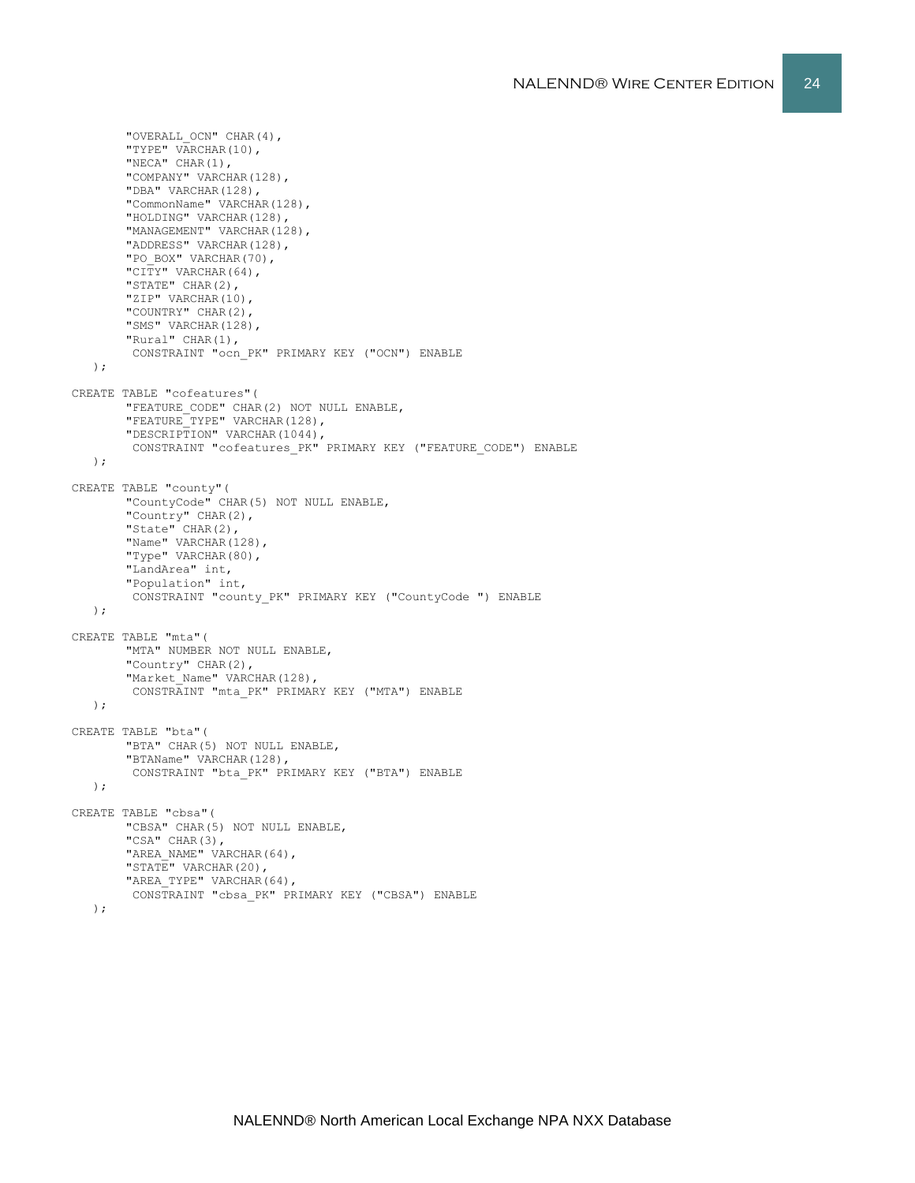```
        "OVERALL_OCN" CHAR(4),
        "TYPE" VARCHAR(10),
        "NECA" CHAR(1),
        "COMPANY" VARCHAR(128),
        "DBA" VARCHAR(128),
        "CommonName" VARCHAR(128),
        "HOLDING" VARCHAR(128),
        "MANAGEMENT" VARCHAR(128),
        "ADDRESS" VARCHAR(128),
        "PO_BOX" VARCHAR(70),
        "CITY" VARCHAR(64),
        "STATE" CHAR(2),
        "ZIP" VARCHAR(10),
        "COUNTRY" CHAR(2),
        "SMS" VARCHAR(128),
        "Rural" CHAR(1),
         CONSTRAINT "ocn_PK" PRIMARY KEY ("OCN") ENABLE
   );

CREATE TABLE "cofeatures"(
        "FEATURE_CODE" CHAR(2) NOT NULL ENABLE,
        "FEATURE_TYPE" VARCHAR(128),
        "DESCRIPTION" VARCHAR(1044),
         CONSTRAINT "cofeatures_PK" PRIMARY KEY ("FEATURE_CODE") ENABLE
   );

CREATE TABLE "county"(
        "CountyCode" CHAR(5) NOT NULL ENABLE,
        "Country" CHAR(2),
        "State" CHAR(2),
        "Name" VARCHAR(128),
        "Type" VARCHAR(80),
        "LandArea" int,
        "Population" int,
         CONSTRAINT "county_PK" PRIMARY KEY ("CountyCode ") ENABLE
   );

CREATE TABLE "mta"(
        "MTA" NUMBER NOT NULL ENABLE,
        "Country" CHAR(2),
        "Market_Name" VARCHAR(128),
         CONSTRAINT "mta_PK" PRIMARY KEY ("MTA") ENABLE
   );

CREATE TABLE "bta"(
        "BTA" CHAR(5) NOT NULL ENABLE,
        "BTAName" VARCHAR(128),
         CONSTRAINT "bta_PK" PRIMARY KEY ("BTA") ENABLE
   );

CREATE TABLE "cbsa"(
        "CBSA" CHAR(5) NOT NULL ENABLE,
        "CSA" CHAR(3),
        "AREA_NAME" VARCHAR(64),
        "STATE" VARCHAR(20),
        "AREA_TYPE" VARCHAR(64),
         CONSTRAINT "cbsa_PK" PRIMARY KEY ("CBSA") ENABLE
   );
```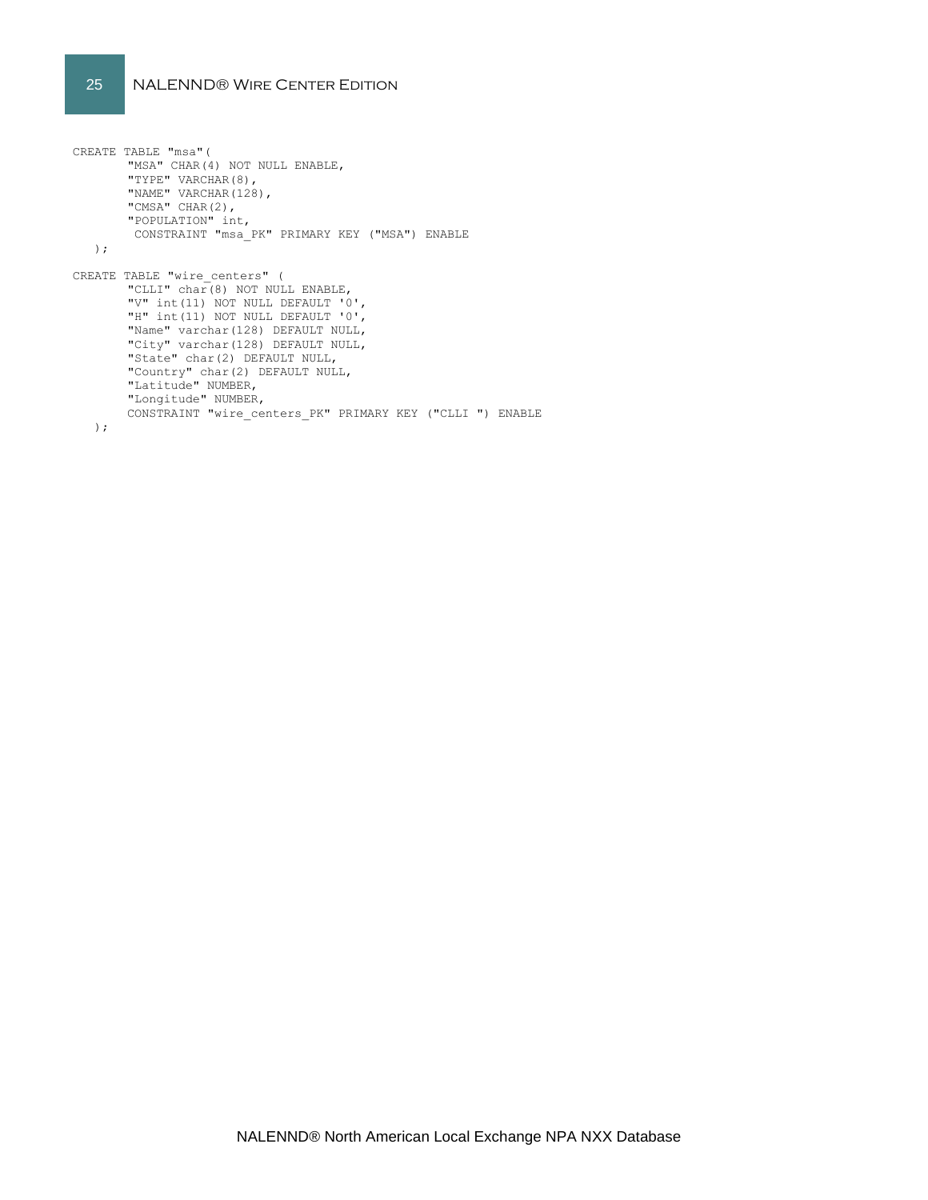```
CREATE TABLE "msa"(
       "MSA" CHAR(4) NOT NULL ENABLE,
       "TYPE" VARCHAR(8),
       "NAME" VARCHAR(128),
       "CMSA" CHAR(2),
       "POPULATION" int,
        CONSTRAINT "msa_PK" PRIMARY KEY ("MSA") ENABLE
   );

CREATE TABLE "wire_centers" (
       "CLLI" char(8) NOT NULL ENABLE,
       "V" int(11) NOT NULL DEFAULT '0',
       "H" int(11) NOT NULL DEFAULT '0',
       "Name" varchar(128) DEFAULT NULL,
       "City" varchar(128) DEFAULT NULL,
       "State" char(2) DEFAULT NULL,
       "Country" char(2) DEFAULT NULL,
       "Latitude" NUMBER,
       "Longitude" NUMBER,
       CONSTRAINT "wire_centers_PK" PRIMARY KEY ("CLLI ") ENABLE
   );
```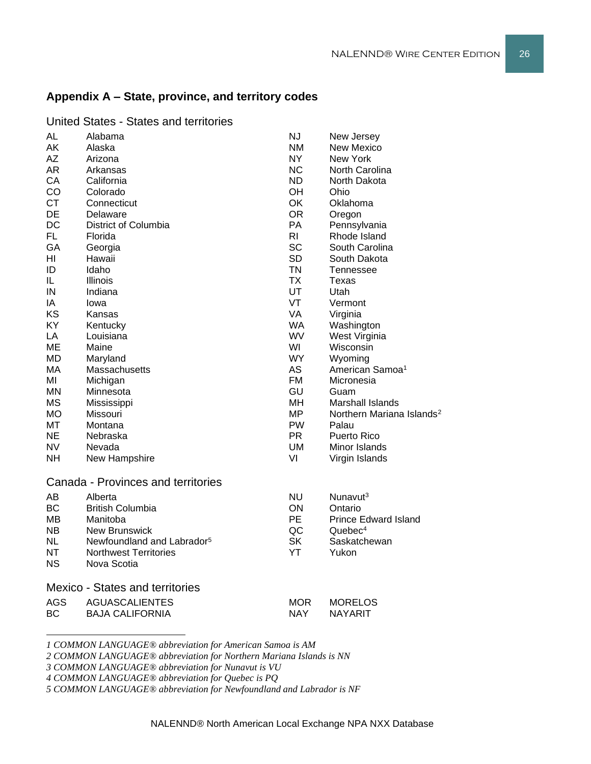## Appendix A – State, province, and territory codes

### United States - States and territories

| | | | |
|---|---|---|---|
| AL | Alabama | NJ | New Jersey |
| AK | Alaska | NM | New Mexico |
| AZ | Arizona | NY | New York |
| AR | Arkansas | NC | North Carolina |
| CA | California | ND | North Dakota |
| CO | Colorado | OH | Ohio |
| CT | Connecticut | OK | Oklahoma |
| DE | Delaware | OR | Oregon |
| DC | District of Columbia | PA | Pennsylvania |
| FL | Florida | RI | Rhode Island |
| GA | Georgia | SC | South Carolina |
| HI | Hawaii | SD | South Dakota |
| ID | Idaho | TN | Tennessee |
| IL | Illinois | TX | Texas |
| IN | Indiana | UT | Utah |
| IA | Iowa | VT | Vermont |
| KS | Kansas | VA | Virginia |
| KY | Kentucky | WA | Washington |
| LA | Louisiana | WV | West Virginia |
| ME | Maine | WI | Wisconsin |
| MD | Maryland | WY | Wyoming |
| MA | Massachusetts | AS | American Samoa[1] |
| MI | Michigan | FM | Micronesia |
| MN | Minnesota | GU | Guam |
| MS | Mississippi | MH | Marshall Islands |
| MO | Missouri | MP | Northern Mariana Islands[2] |
| MT | Montana | PW | Palau |
| NE | Nebraska | PR | Puerto Rico |
| NV | Nevada | UM | Minor Islands |
| NH | New Hampshire | VI | Virgin Islands |

### Canada - Provinces and territories

| | | | |
|---|---|---|---|
| AB | Alberta | NU | Nunavut[3] |
| BC | British Columbia | ON | Ontario |
| MB | Manitoba | PE | Prince Edward Island |
| NB | New Brunswick | QC | Quebec[4] |
| NL | Newfoundland and Labrador[5] | SK | Saskatchewan |
| NT | Northwest Territories | YT | Yukon |
| NS | Nova Scotia | | |

### Mexico - States and territories

| | | | |
|---|---|---|---|
| AGS | AGUASCALIENTES | MOR | MORELOS |
| BC | BAJA CALIFORNIA | NAY | NAYARIT |

---

*1 COMMON LANGUAGE® abbreviation for American Samoa is AM*

*2 COMMON LANGUAGE® abbreviation for Northern Mariana Islands is NN*

*3 COMMON LANGUAGE® abbreviation for Nunavut is VU*

*4 COMMON LANGUAGE® abbreviation for Quebec is PQ*

*5 COMMON LANGUAGE® abbreviation for Newfoundland and Labrador is NF*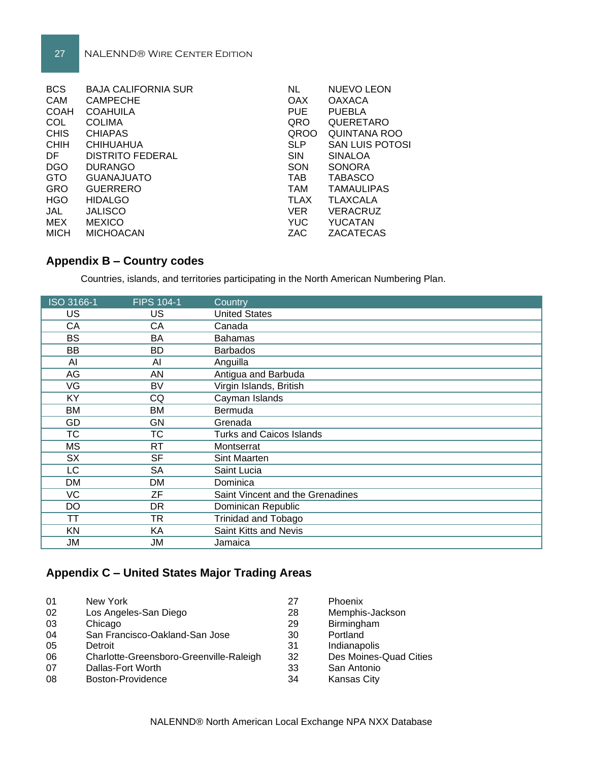| | |
|---|---|
| BCS | BAJA CALIFORNIA SUR |
| CAM | CAMPECHE |
| COAH | COAHUILA |
| COL | COLIMA |
| CHIS | CHIAPAS |
| CHIH | CHIHUAHUA |
| DF | DISTRITO FEDERAL |
| DGO | DURANGO |
| GTO | GUANAJUATO |
| GRO | GUERRERO |
| HGO | HIDALGO |
| JAL | JALISCO |
| MEX | MEXICO |
| MICH | MICHOACAN |
| NL | NUEVO LEON |
| OAX | OAXACA |
| PUE | PUEBLA |
| QRO | QUERETARO |
| QROO | QUINTANA ROO |
| SLP | SAN LUIS POTOSI |
| SIN | SINALOA |
| SON | SONORA |
| TAB | TABASCO |
| TAM | TAMAULIPAS |
| TLAX | TLAXCALA |
| VER | VERACRUZ |
| YUC | YUCATAN |
| ZAC | ZACATECAS |

## Appendix B – Country codes

Countries, islands, and territories participating in the North American Numbering Plan.

| ISO 3166-1 | FIPS 104-1 | Country |
|---|---|---|
| US | US | United States |
| CA | CA | Canada |
| BS | BA | Bahamas |
| BB | BD | Barbados |
| AI | AI | Anguilla |
| AG | AN | Antigua and Barbuda |
| VG | BV | Virgin Islands, British |
| KY | CQ | Cayman Islands |
| BM | BM | Bermuda |
| GD | GN | Grenada |
| TC | TC | Turks and Caicos Islands |
| MS | RT | Montserrat |
| SX | SF | Sint Maarten |
| LC | SA | Saint Lucia |
| DM | DM | Dominica |
| VC | ZF | Saint Vincent and the Grenadines |
| DO | DR | Dominican Republic |
| TT | TR | Trinidad and Tobago |
| KN | KA | Saint Kitts and Nevis |
| JM | JM | Jamaica |

## Appendix C – United States Major Trading Areas

| | |
|---|---|
| 01 | New York |
| 02 | Los Angeles-San Diego |
| 03 | Chicago |
| 04 | San Francisco-Oakland-San Jose |
| 05 | Detroit |
| 06 | Charlotte-Greensboro-Greenville-Raleigh |
| 07 | Dallas-Fort Worth |
| 08 | Boston-Providence |
| 27 | Phoenix |
| 28 | Memphis-Jackson |
| 29 | Birmingham |
| 30 | Portland |
| 31 | Indianapolis |
| 32 | Des Moines-Quad Cities |
| 33 | San Antonio |
| 34 | Kansas City |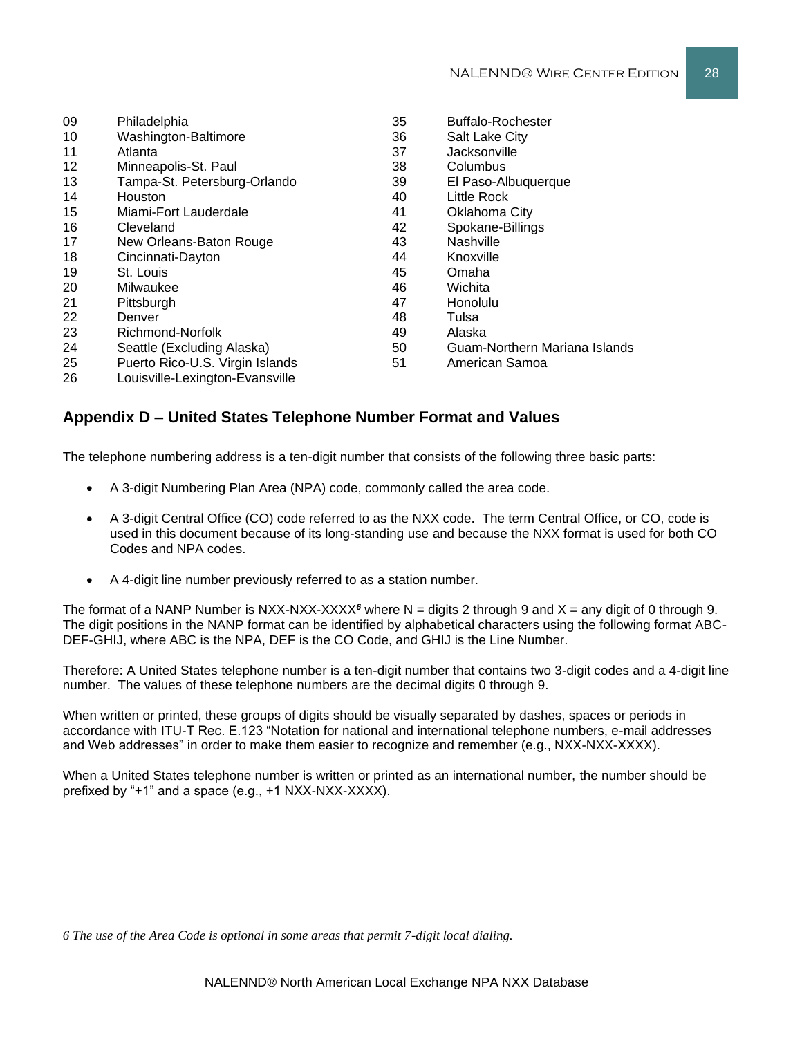| | |
|---|---|
| 09 | Philadelphia |
| 10 | Washington-Baltimore |
| 11 | Atlanta |
| 12 | Minneapolis-St. Paul |
| 13 | Tampa-St. Petersburg-Orlando |
| 14 | Houston |
| 15 | Miami-Fort Lauderdale |
| 16 | Cleveland |
| 17 | New Orleans-Baton Rouge |
| 18 | Cincinnati-Dayton |
| 19 | St. Louis |
| 20 | Milwaukee |
| 21 | Pittsburgh |
| 22 | Denver |
| 23 | Richmond-Norfolk |
| 24 | Seattle (Excluding Alaska) |
| 25 | Puerto Rico-U.S. Virgin Islands |
| 26 | Louisville-Lexington-Evansville |
| 35 | Buffalo-Rochester |
| 36 | Salt Lake City |
| 37 | Jacksonville |
| 38 | Columbus |
| 39 | El Paso-Albuquerque |
| 40 | Little Rock |
| 41 | Oklahoma City |
| 42 | Spokane-Billings |
| 43 | Nashville |
| 44 | Knoxville |
| 45 | Omaha |
| 46 | Wichita |
| 47 | Honolulu |
| 48 | Tulsa |
| 49 | Alaska |
| 50 | Guam-Northern Mariana Islands |
| 51 | American Samoa |

## Appendix D – United States Telephone Number Format and Values

The telephone numbering address is a ten-digit number that consists of the following three basic parts:

- A 3-digit Numbering Plan Area (NPA) code, commonly called the area code.
- A 3-digit Central Office (CO) code referred to as the NXX code. The term Central Office, or CO, code is used in this document because of its long-standing use and because the NXX format is used for both CO Codes and NPA codes.
- A 4-digit line number previously referred to as a station number.

The format of a NANP Number is NXX-NXX-XXXX[6] where N = digits 2 through 9 and X = any digit of 0 through 9. The digit positions in the NANP format can be identified by alphabetical characters using the following format ABC-DEF-GHIJ, where ABC is the NPA, DEF is the CO Code, and GHIJ is the Line Number.

Therefore: A United States telephone number is a ten-digit number that contains two 3-digit codes and a 4-digit line number. The values of these telephone numbers are the decimal digits 0 through 9.

When written or printed, these groups of digits should be visually separated by dashes, spaces or periods in accordance with ITU-T Rec. E.123 "Notation for national and international telephone numbers, e-mail addresses and Web addresses" in order to make them easier to recognize and remember (e.g., NXX-NXX-XXXX).

When a United States telephone number is written or printed as an international number, the number should be prefixed by "+1" and a space (e.g., +1 NXX-NXX-XXXX).

---

*6 The use of the Area Code is optional in some areas that permit 7-digit local dialing.*